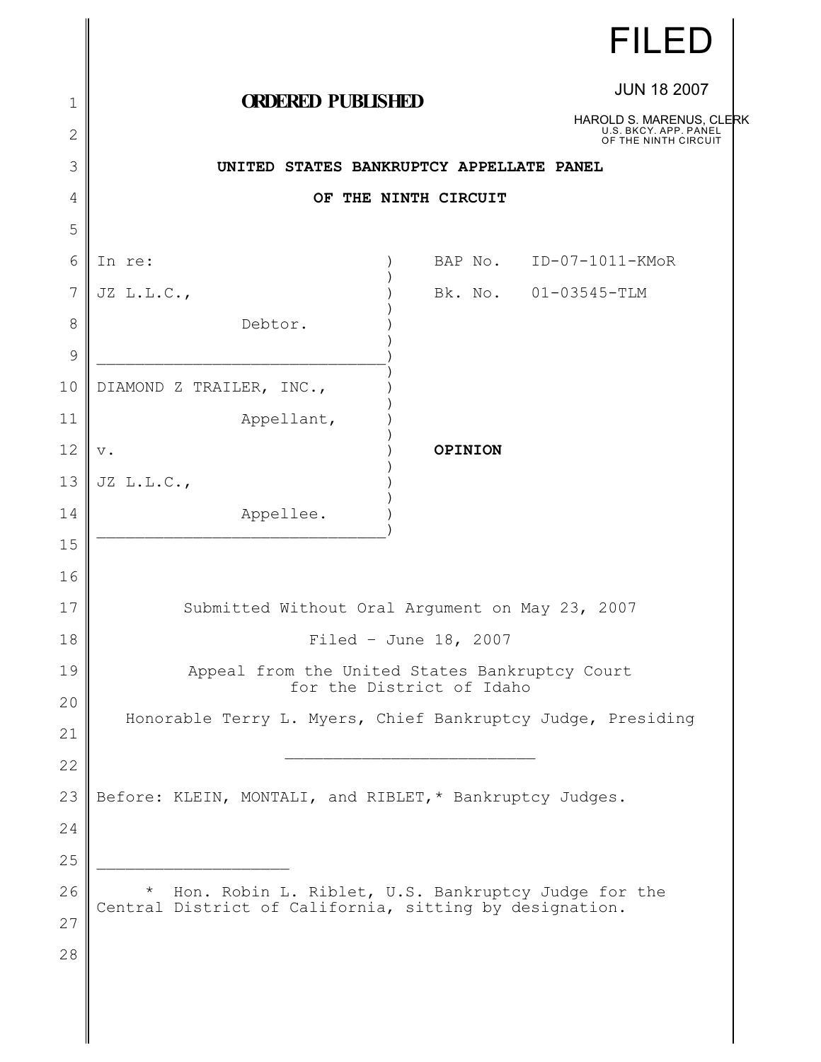FILED

JUN 18 2007

HAROLD S. MARENUS, CLERK
U.S. BKCY. APP. PANEL
OF THE NINTH CIRCUIT

**ORDERED PUBLISHED**

**UNITED STATES BANKRUPTCY APPELLATE PANEL**

**OF THE NINTH CIRCUIT**

| | |
|---|---|
| In re: | BAP No. ID-07-1011-KMoR |
| JZ L.L.C., | Bk. No. 01-03545-TLM |
| Debtor. | |
| DIAMOND Z TRAILER, INC., | |
| Appellant, | |
| v. | **OPINION** |
| JZ L.L.C., | |
| Appellee. | |

Submitted Without Oral Argument on May 23, 2007

Filed - June 18, 2007

Appeal from the United States Bankruptcy Court for the District of Idaho

Honorable Terry L. Myers, Chief Bankruptcy Judge, Presiding

Before: KLEIN, MONTALI, and RIBLET,* Bankruptcy Judges.

---

\* Hon. Robin L. Riblet, U.S. Bankruptcy Judge for the Central District of California, sitting by designation.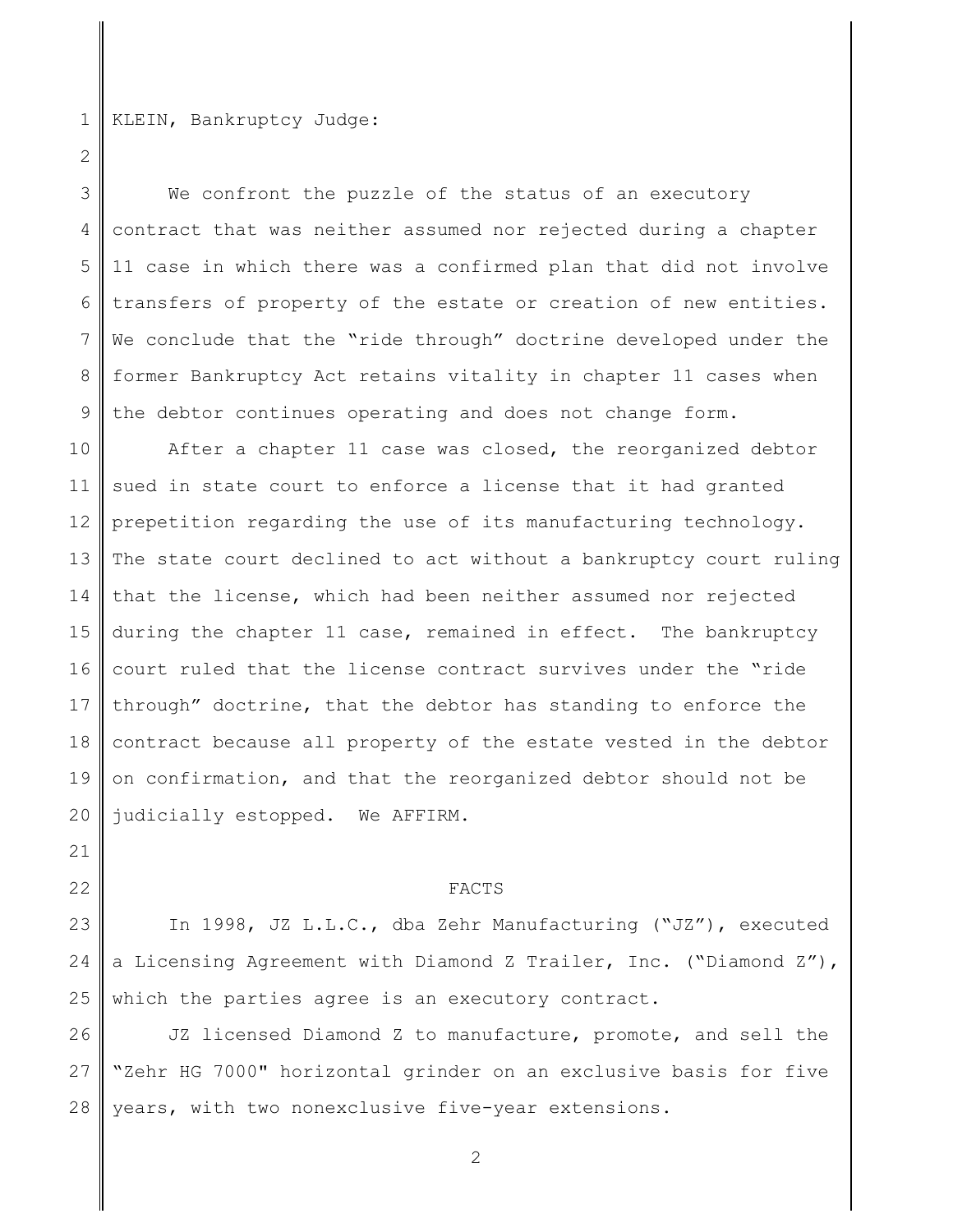KLEIN, Bankruptcy Judge:

We confront the puzzle of the status of an executory contract that was neither assumed nor rejected during a chapter 11 case in which there was a confirmed plan that did not involve transfers of property of the estate or creation of new entities. We conclude that the "ride through" doctrine developed under the former Bankruptcy Act retains vitality in chapter 11 cases when the debtor continues operating and does not change form.

After a chapter 11 case was closed, the reorganized debtor sued in state court to enforce a license that it had granted prepetition regarding the use of its manufacturing technology. The state court declined to act without a bankruptcy court ruling that the license, which had been neither assumed nor rejected during the chapter 11 case, remained in effect. The bankruptcy court ruled that the license contract survives under the "ride through" doctrine, that the debtor has standing to enforce the contract because all property of the estate vested in the debtor on confirmation, and that the reorganized debtor should not be judicially estopped. We AFFIRM.

## FACTS

In 1998, JZ L.L.C., dba Zehr Manufacturing ("JZ"), executed a Licensing Agreement with Diamond Z Trailer, Inc. ("Diamond Z"), which the parties agree is an executory contract.

JZ licensed Diamond Z to manufacture, promote, and sell the "Zehr HG 7000" horizontal grinder on an exclusive basis for five years, with two nonexclusive five-year extensions.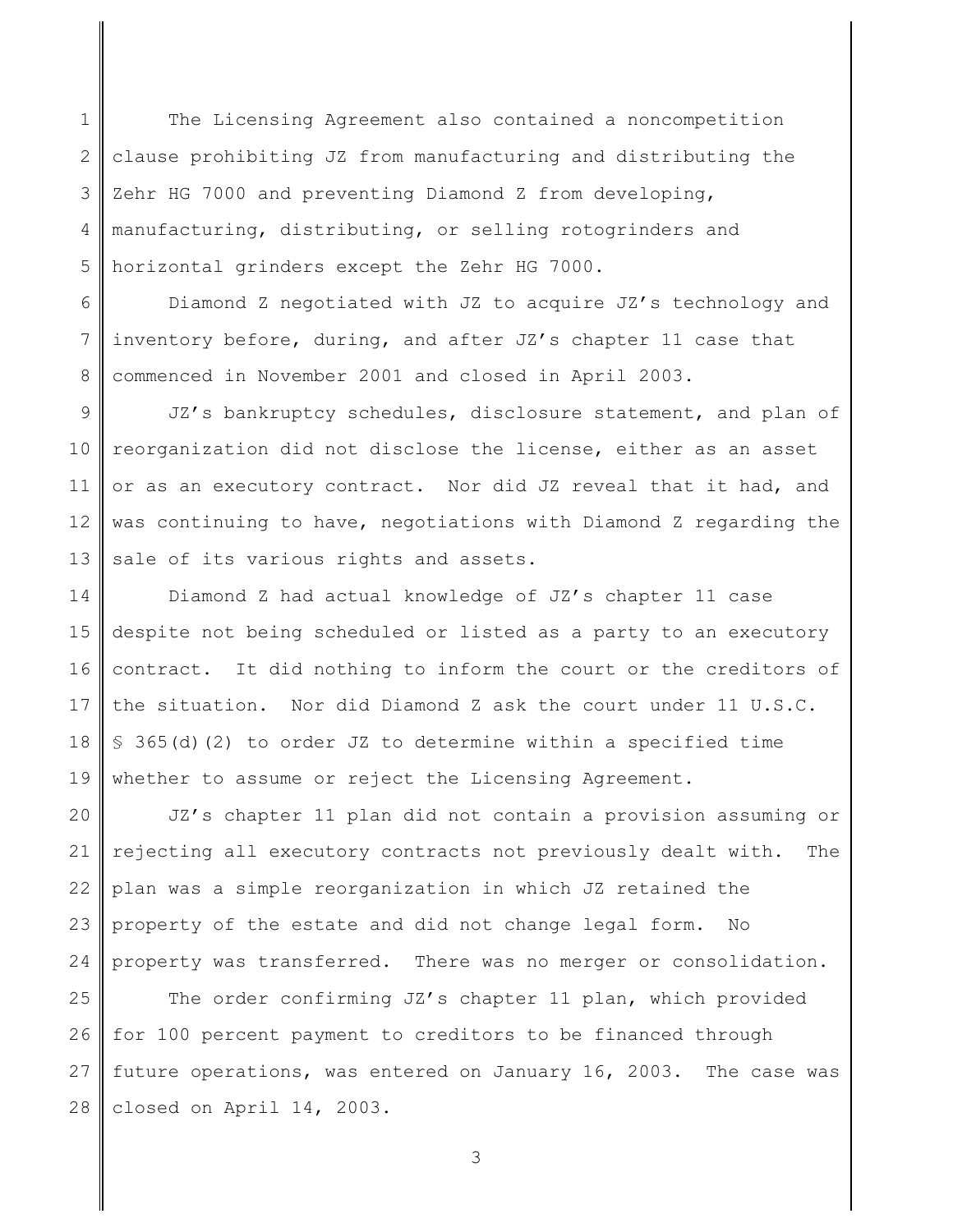The Licensing Agreement also contained a noncompetition clause prohibiting JZ from manufacturing and distributing the Zehr HG 7000 and preventing Diamond Z from developing, manufacturing, distributing, or selling rotogrinders and horizontal grinders except the Zehr HG 7000.

Diamond Z negotiated with JZ to acquire JZ's technology and inventory before, during, and after JZ's chapter 11 case that commenced in November 2001 and closed in April 2003.

JZ's bankruptcy schedules, disclosure statement, and plan of reorganization did not disclose the license, either as an asset or as an executory contract. Nor did JZ reveal that it had, and was continuing to have, negotiations with Diamond Z regarding the sale of its various rights and assets.

Diamond Z had actual knowledge of JZ's chapter 11 case despite not being scheduled or listed as a party to an executory contract. It did nothing to inform the court or the creditors of the situation. Nor did Diamond Z ask the court under 11 U.S.C. § 365(d)(2) to order JZ to determine within a specified time whether to assume or reject the Licensing Agreement.

JZ's chapter 11 plan did not contain a provision assuming or rejecting all executory contracts not previously dealt with. The plan was a simple reorganization in which JZ retained the property of the estate and did not change legal form. No property was transferred. There was no merger or consolidation.

The order confirming JZ's chapter 11 plan, which provided for 100 percent payment to creditors to be financed through future operations, was entered on January 16, 2003. The case was closed on April 14, 2003.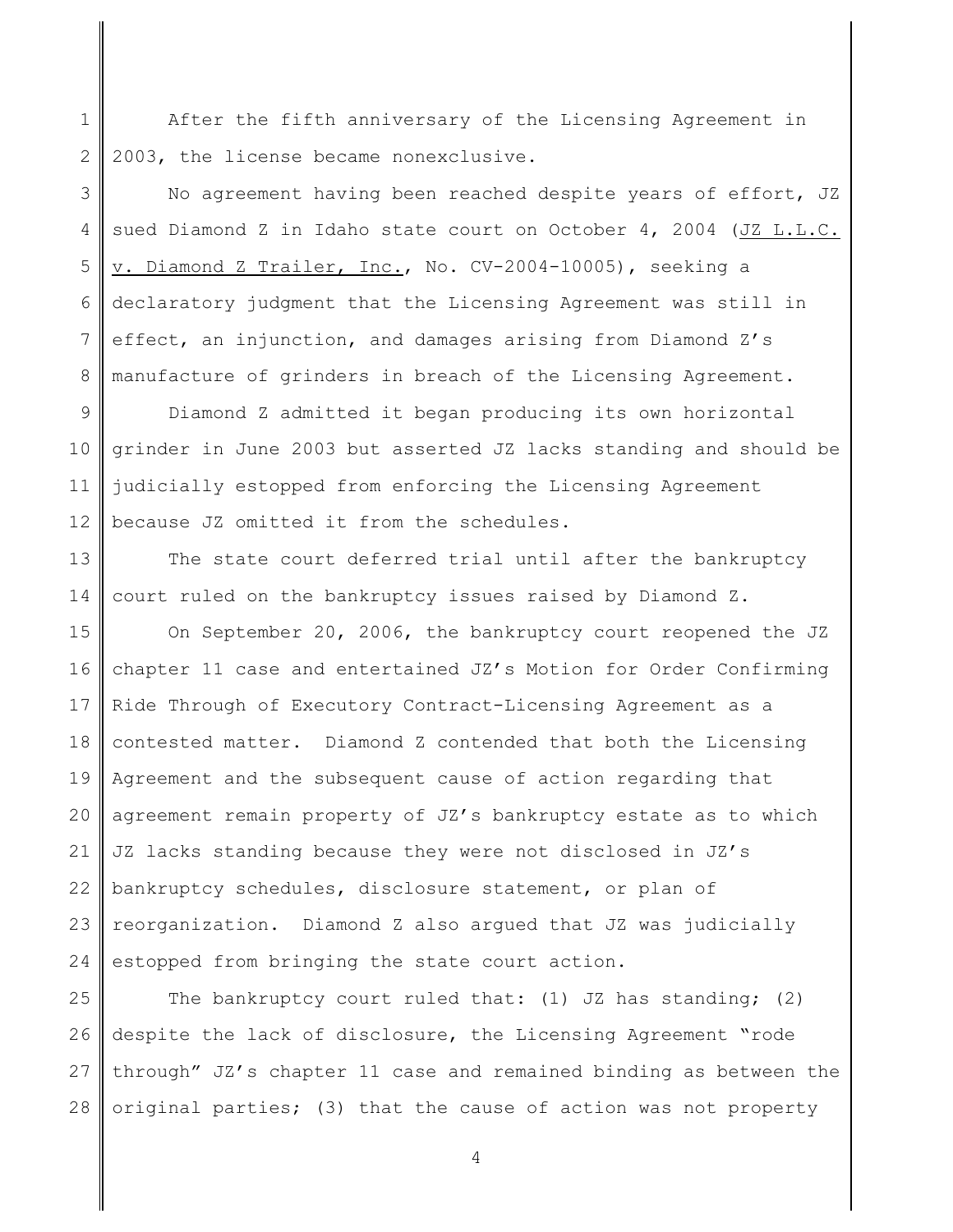After the fifth anniversary of the Licensing Agreement in 2003, the license became nonexclusive.

No agreement having been reached despite years of effort, JZ sued Diamond Z in Idaho state court on October 4, 2004 (JZ L.L.C. v. Diamond Z Trailer, Inc., No. CV-2004-10005), seeking a declaratory judgment that the Licensing Agreement was still in effect, an injunction, and damages arising from Diamond Z's manufacture of grinders in breach of the Licensing Agreement.

Diamond Z admitted it began producing its own horizontal grinder in June 2003 but asserted JZ lacks standing and should be judicially estopped from enforcing the Licensing Agreement because JZ omitted it from the schedules.

The state court deferred trial until after the bankruptcy court ruled on the bankruptcy issues raised by Diamond Z.

On September 20, 2006, the bankruptcy court reopened the JZ chapter 11 case and entertained JZ's Motion for Order Confirming Ride Through of Executory Contract-Licensing Agreement as a contested matter. Diamond Z contended that both the Licensing Agreement and the subsequent cause of action regarding that agreement remain property of JZ's bankruptcy estate as to which JZ lacks standing because they were not disclosed in JZ's bankruptcy schedules, disclosure statement, or plan of reorganization. Diamond Z also argued that JZ was judicially estopped from bringing the state court action.

The bankruptcy court ruled that: (1) JZ has standing; (2) despite the lack of disclosure, the Licensing Agreement "rode through" JZ's chapter 11 case and remained binding as between the original parties; (3) that the cause of action was not property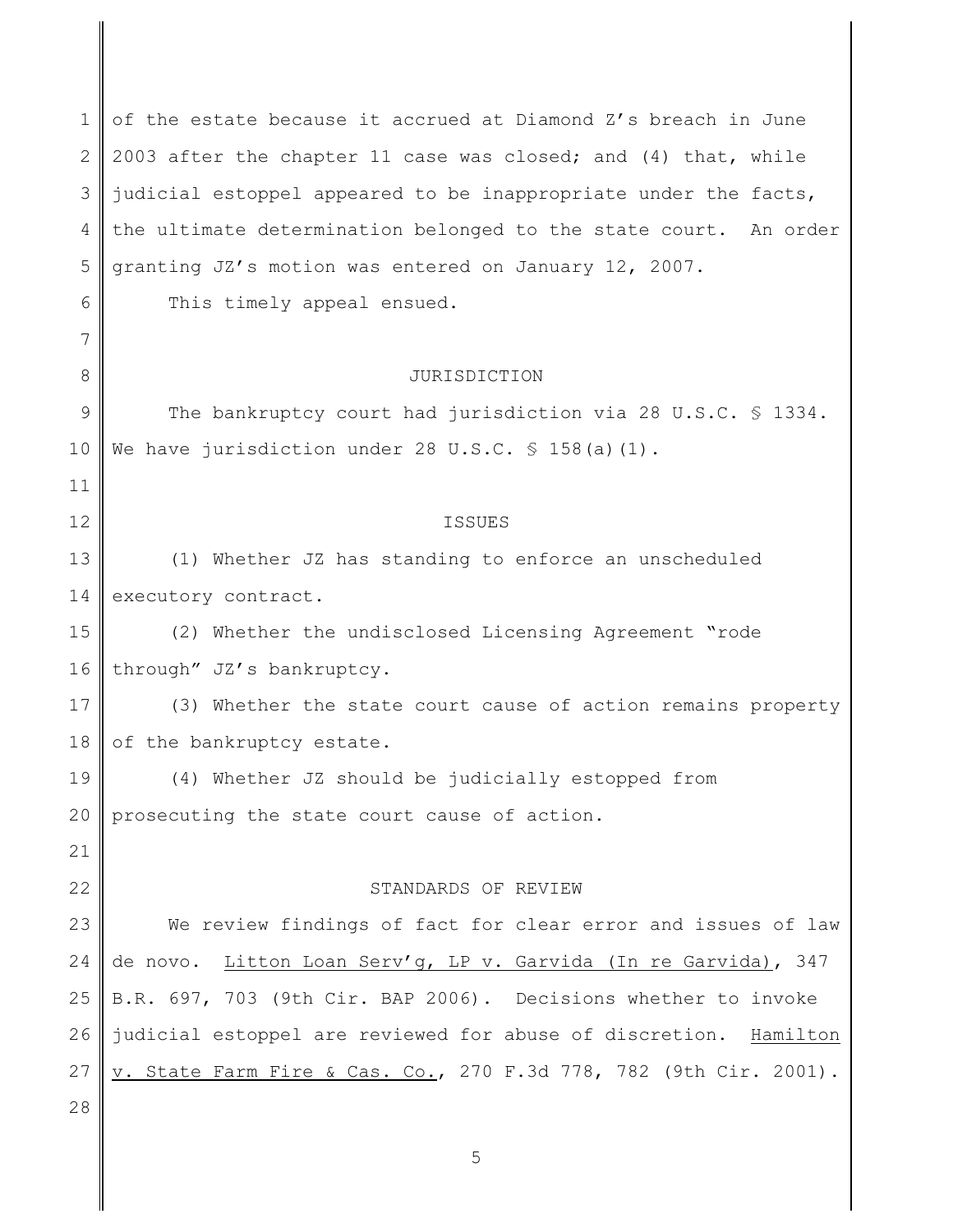of the estate because it accrued at Diamond Z's breach in June 2003 after the chapter 11 case was closed; and (4) that, while judicial estoppel appeared to be inappropriate under the facts, the ultimate determination belonged to the state court. An order granting JZ's motion was entered on January 12, 2007.

This timely appeal ensued.

## JURISDICTION

The bankruptcy court had jurisdiction via 28 U.S.C. § 1334. We have jurisdiction under 28 U.S.C. § 158(a)(1).

## ISSUES

(1) Whether JZ has standing to enforce an unscheduled executory contract.

(2) Whether the undisclosed Licensing Agreement "rode through" JZ's bankruptcy.

(3) Whether the state court cause of action remains property of the bankruptcy estate.

(4) Whether JZ should be judicially estopped from prosecuting the state court cause of action.

## STANDARDS OF REVIEW

We review findings of fact for clear error and issues of law de novo. Litton Loan Serv'g, LP v. Garvida (In re Garvida), 347 B.R. 697, 703 (9th Cir. BAP 2006). Decisions whether to invoke judicial estoppel are reviewed for abuse of discretion. Hamilton v. State Farm Fire & Cas. Co., 270 F.3d 778, 782 (9th Cir. 2001).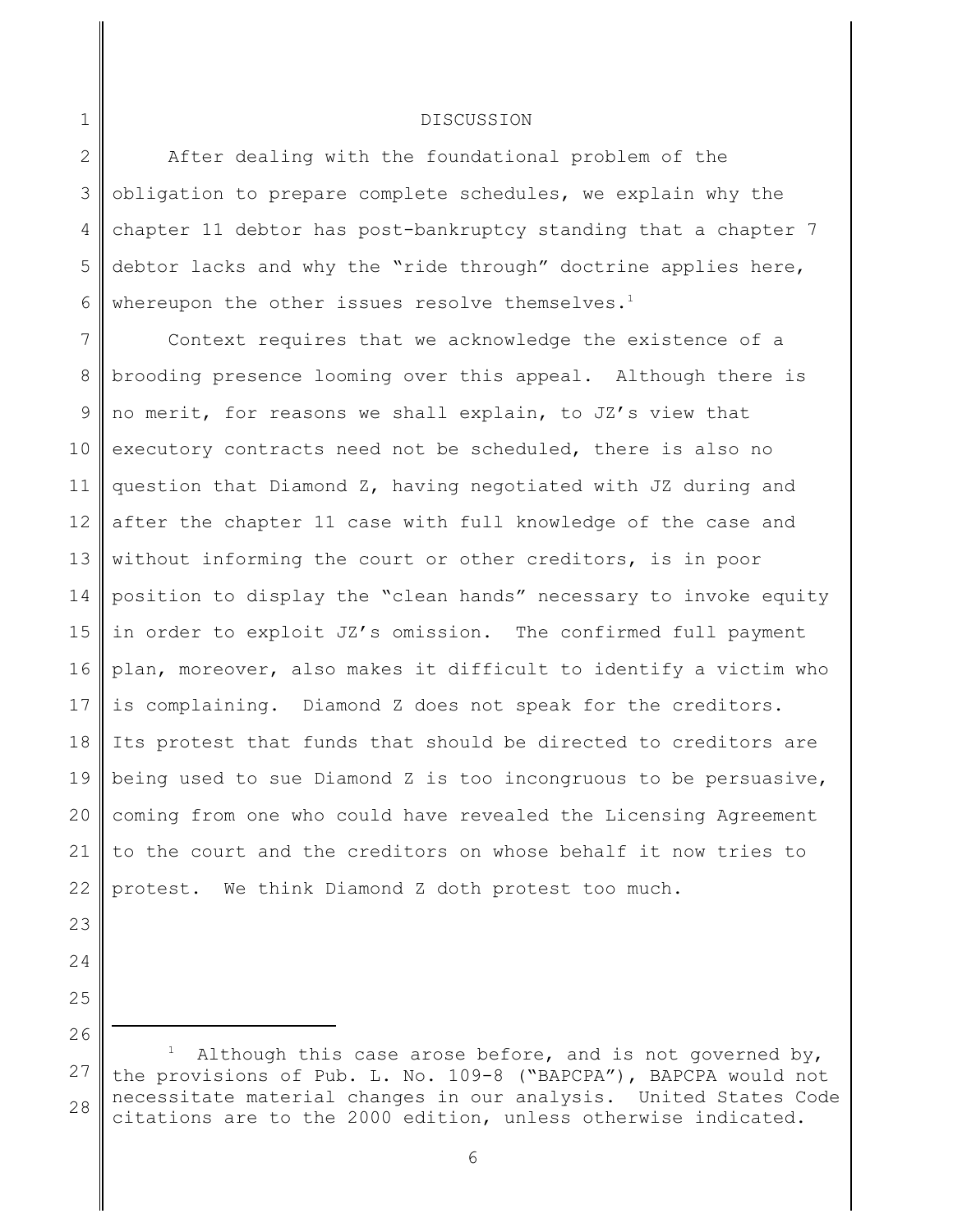## DISCUSSION

After dealing with the foundational problem of the obligation to prepare complete schedules, we explain why the chapter 11 debtor has post-bankruptcy standing that a chapter 7 debtor lacks and why the "ride through" doctrine applies here, whereupon the other issues resolve themselves.[1]

Context requires that we acknowledge the existence of a brooding presence looming over this appeal. Although there is no merit, for reasons we shall explain, to JZ's view that executory contracts need not be scheduled, there is also no question that Diamond Z, having negotiated with JZ during and after the chapter 11 case with full knowledge of the case and without informing the court or other creditors, is in poor position to display the "clean hands" necessary to invoke equity in order to exploit JZ's omission. The confirmed full payment plan, moreover, also makes it difficult to identify a victim who is complaining. Diamond Z does not speak for the creditors. Its protest that funds that should be directed to creditors are being used to sue Diamond Z is too incongruous to be persuasive, coming from one who could have revealed the Licensing Agreement to the court and the creditors on whose behalf it now tries to protest. We think Diamond Z doth protest too much.

---

[1] Although this case arose before, and is not governed by, the provisions of Pub. L. No. 109-8 ("BAPCPA"), BAPCPA would not necessitate material changes in our analysis. United States Code citations are to the 2000 edition, unless otherwise indicated.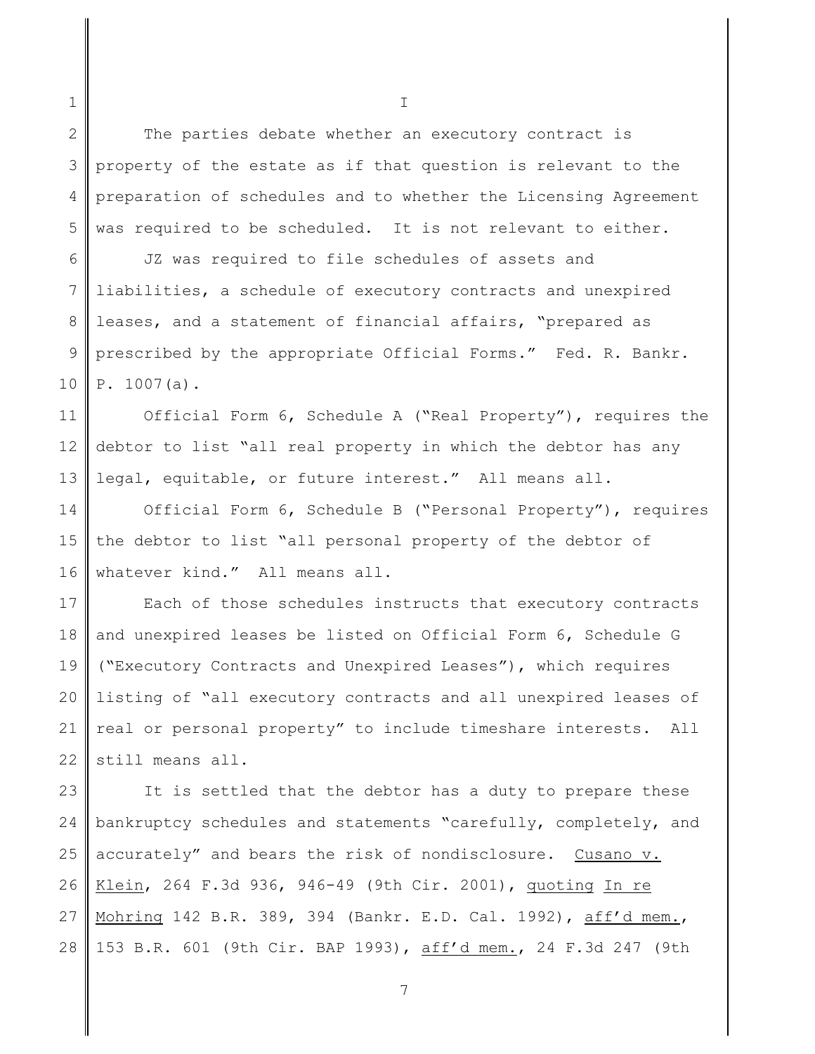I

The parties debate whether an executory contract is property of the estate as if that question is relevant to the preparation of schedules and to whether the Licensing Agreement was required to be scheduled. It is not relevant to either.

JZ was required to file schedules of assets and liabilities, a schedule of executory contracts and unexpired leases, and a statement of financial affairs, "prepared as prescribed by the appropriate Official Forms." Fed. R. Bankr. P. 1007(a).

Official Form 6, Schedule A ("Real Property"), requires the debtor to list "all real property in which the debtor has any legal, equitable, or future interest." All means all.

Official Form 6, Schedule B ("Personal Property"), requires the debtor to list "all personal property of the debtor of whatever kind." All means all.

Each of those schedules instructs that executory contracts and unexpired leases be listed on Official Form 6, Schedule G ("Executory Contracts and Unexpired Leases"), which requires listing of "all executory contracts and all unexpired leases of real or personal property" to include timeshare interests. All still means all.

It is settled that the debtor has a duty to prepare these bankruptcy schedules and statements "carefully, completely, and accurately" and bears the risk of nondisclosure. Cusano v. Klein, 264 F.3d 936, 946-49 (9th Cir. 2001), quoting In re Mohring 142 B.R. 389, 394 (Bankr. E.D. Cal. 1992), aff'd mem., 153 B.R. 601 (9th Cir. BAP 1993), aff'd mem., 24 F.3d 247 (9th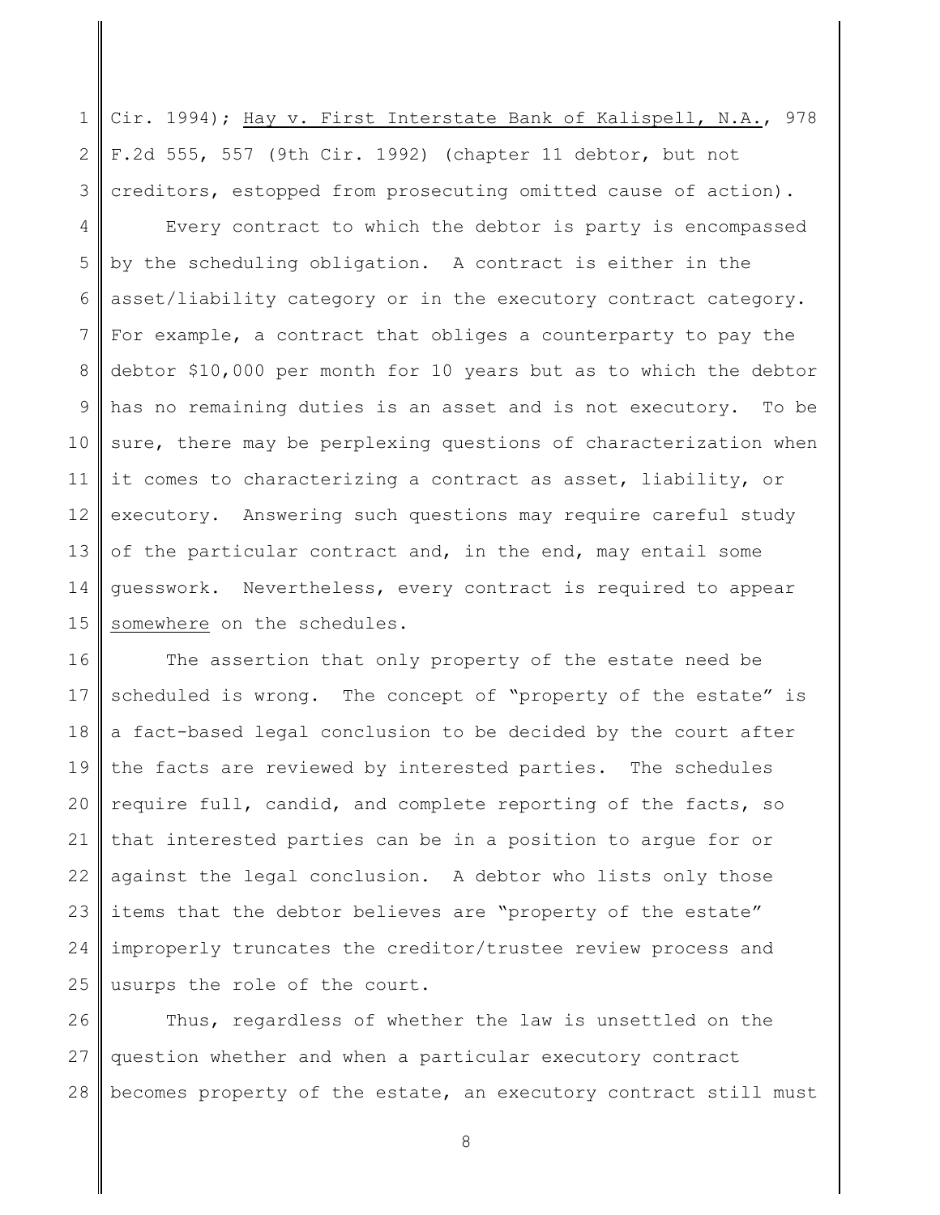Cir. 1994); Hay v. First Interstate Bank of Kalispell, N.A., 978 F.2d 555, 557 (9th Cir. 1992) (chapter 11 debtor, but not creditors, estopped from prosecuting omitted cause of action).

Every contract to which the debtor is party is encompassed by the scheduling obligation. A contract is either in the asset/liability category or in the executory contract category. For example, a contract that obliges a counterparty to pay the debtor $10,000 per month for 10 years but as to which the debtor has no remaining duties is an asset and is not executory. To be sure, there may be perplexing questions of characterization when it comes to characterizing a contract as asset, liability, or executory. Answering such questions may require careful study of the particular contract and, in the end, may entail some guesswork. Nevertheless, every contract is required to appear somewhere on the schedules.

The assertion that only property of the estate need be scheduled is wrong. The concept of "property of the estate" is a fact-based legal conclusion to be decided by the court after the facts are reviewed by interested parties. The schedules require full, candid, and complete reporting of the facts, so that interested parties can be in a position to argue for or against the legal conclusion. A debtor who lists only those items that the debtor believes are "property of the estate" improperly truncates the creditor/trustee review process and usurps the role of the court.

Thus, regardless of whether the law is unsettled on the question whether and when a particular executory contract becomes property of the estate, an executory contract still must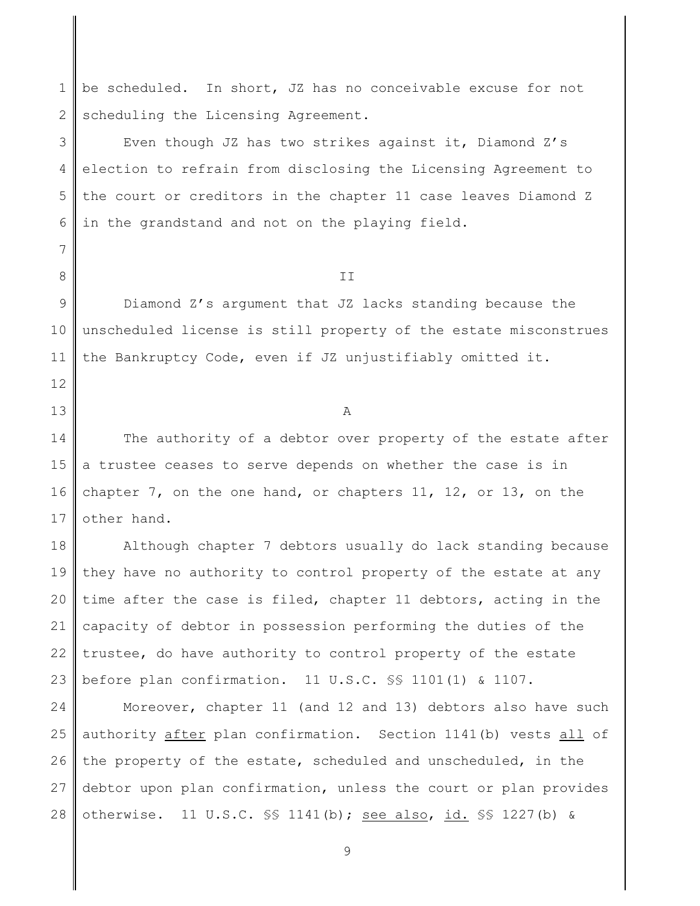be scheduled. In short, JZ has no conceivable excuse for not scheduling the Licensing Agreement.

Even though JZ has two strikes against it, Diamond Z's election to refrain from disclosing the Licensing Agreement to the court or creditors in the chapter 11 case leaves Diamond Z in the grandstand and not on the playing field.

## II

Diamond Z's argument that JZ lacks standing because the unscheduled license is still property of the estate misconstrues the Bankruptcy Code, even if JZ unjustifiably omitted it.

### A

The authority of a debtor over property of the estate after a trustee ceases to serve depends on whether the case is in chapter 7, on the one hand, or chapters 11, 12, or 13, on the other hand.

Although chapter 7 debtors usually do lack standing because they have no authority to control property of the estate at any time after the case is filed, chapter 11 debtors, acting in the capacity of debtor in possession performing the duties of the trustee, do have authority to control property of the estate before plan confirmation. 11 U.S.C. §§ 1101(1) & 1107.

Moreover, chapter 11 (and 12 and 13) debtors also have such authority <u>after</u> plan confirmation. Section 1141(b) vests <u>all</u> of the property of the estate, scheduled and unscheduled, in the debtor upon plan confirmation, unless the court or plan provides otherwise. 11 U.S.C. §§ 1141(b); <u>see also</u>, <u>id.</u> §§ 1227(b) &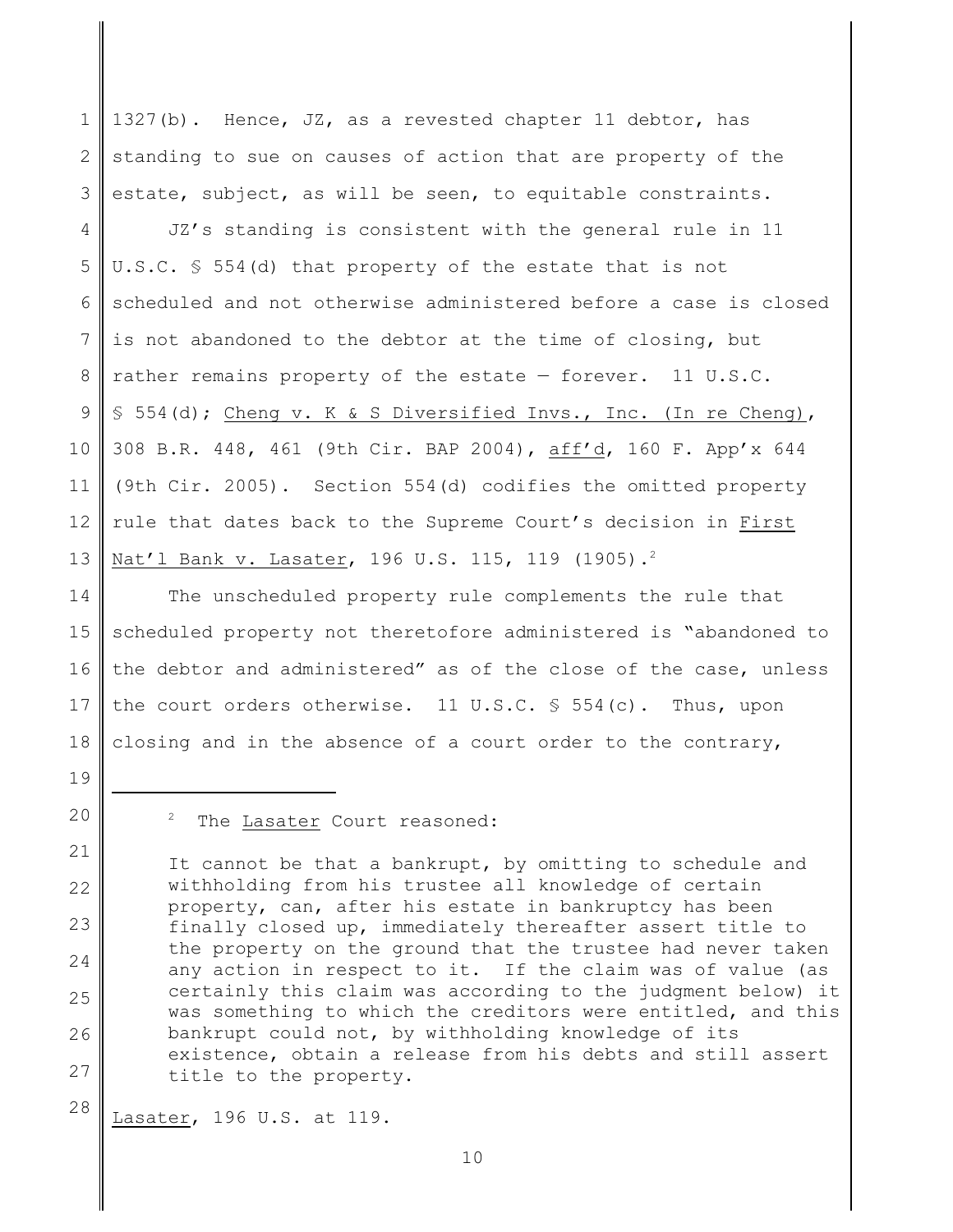1327(b). Hence, JZ, as a revested chapter 11 debtor, has standing to sue on causes of action that are property of the estate, subject, as will be seen, to equitable constraints.

JZ's standing is consistent with the general rule in 11 U.S.C. § 554(d) that property of the estate that is not scheduled and not otherwise administered before a case is closed is not abandoned to the debtor at the time of closing, but rather remains property of the estate — forever. 11 U.S.C. § 554(d); Cheng v. K & S Diversified Invs., Inc. (In re Cheng), 308 B.R. 448, 461 (9th Cir. BAP 2004), aff'd, 160 F. App'x 644 (9th Cir. 2005). Section 554(d) codifies the omitted property rule that dates back to the Supreme Court's decision in First Nat'l Bank v. Lasater, 196 U.S. 115, 119 (1905).[2]

The unscheduled property rule complements the rule that scheduled property not theretofore administered is "abandoned to the debtor and administered" as of the close of the case, unless the court orders otherwise. 11 U.S.C. § 554(c). Thus, upon closing and in the absence of a court order to the contrary,

---

[2] The Lasater Court reasoned:

> It cannot be that a bankrupt, by omitting to schedule and withholding from his trustee all knowledge of certain property, can, after his estate in bankruptcy has been finally closed up, immediately thereafter assert title to the property on the ground that the trustee had never taken any action in respect to it. If the claim was of value (as certainly this claim was according to the judgment below) it was something to which the creditors were entitled, and this bankrupt could not, by withholding knowledge of its existence, obtain a release from his debts and still assert title to the property.

Lasater, 196 U.S. at 119.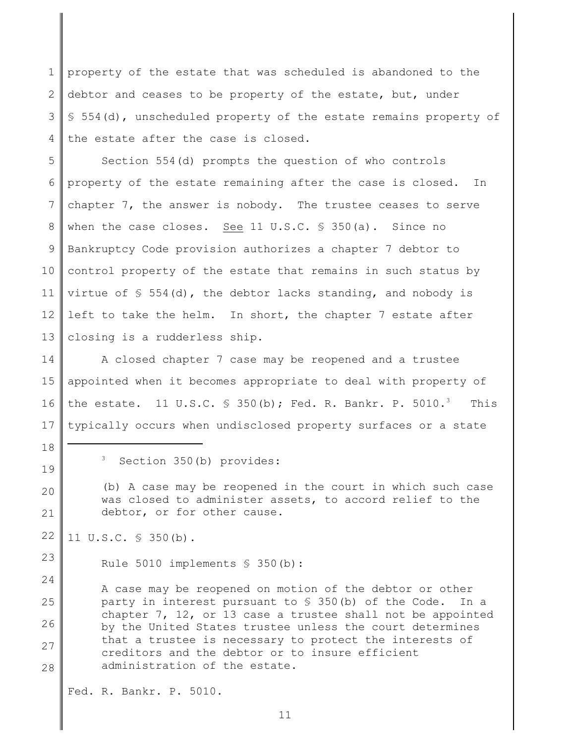property of the estate that was scheduled is abandoned to the debtor and ceases to be property of the estate, but, under § 554(d), unscheduled property of the estate remains property of the estate after the case is closed.

Section 554(d) prompts the question of who controls property of the estate remaining after the case is closed. In chapter 7, the answer is nobody. The trustee ceases to serve when the case closes. See 11 U.S.C. § 350(a). Since no Bankruptcy Code provision authorizes a chapter 7 debtor to control property of the estate that remains in such status by virtue of § 554(d), the debtor lacks standing, and nobody is left to take the helm. In short, the chapter 7 estate after closing is a rudderless ship.

A closed chapter 7 case may be reopened and a trustee appointed when it becomes appropriate to deal with property of the estate. 11 U.S.C. § 350(b); Fed. R. Bankr. P. 5010.[3] This typically occurs when undisclosed property surfaces or a state

---

[3] Section 350(b) provides:

> (b) A case may be reopened in the court in which such case was closed to administer assets, to accord relief to the debtor, or for other cause.

11 U.S.C. § 350(b).

Rule 5010 implements § 350(b):

> A case may be reopened on motion of the debtor or other party in interest pursuant to § 350(b) of the Code. In a chapter 7, 12, or 13 case a trustee shall not be appointed by the United States trustee unless the court determines that a trustee is necessary to protect the interests of creditors and the debtor or to insure efficient administration of the estate.

Fed. R. Bankr. P. 5010.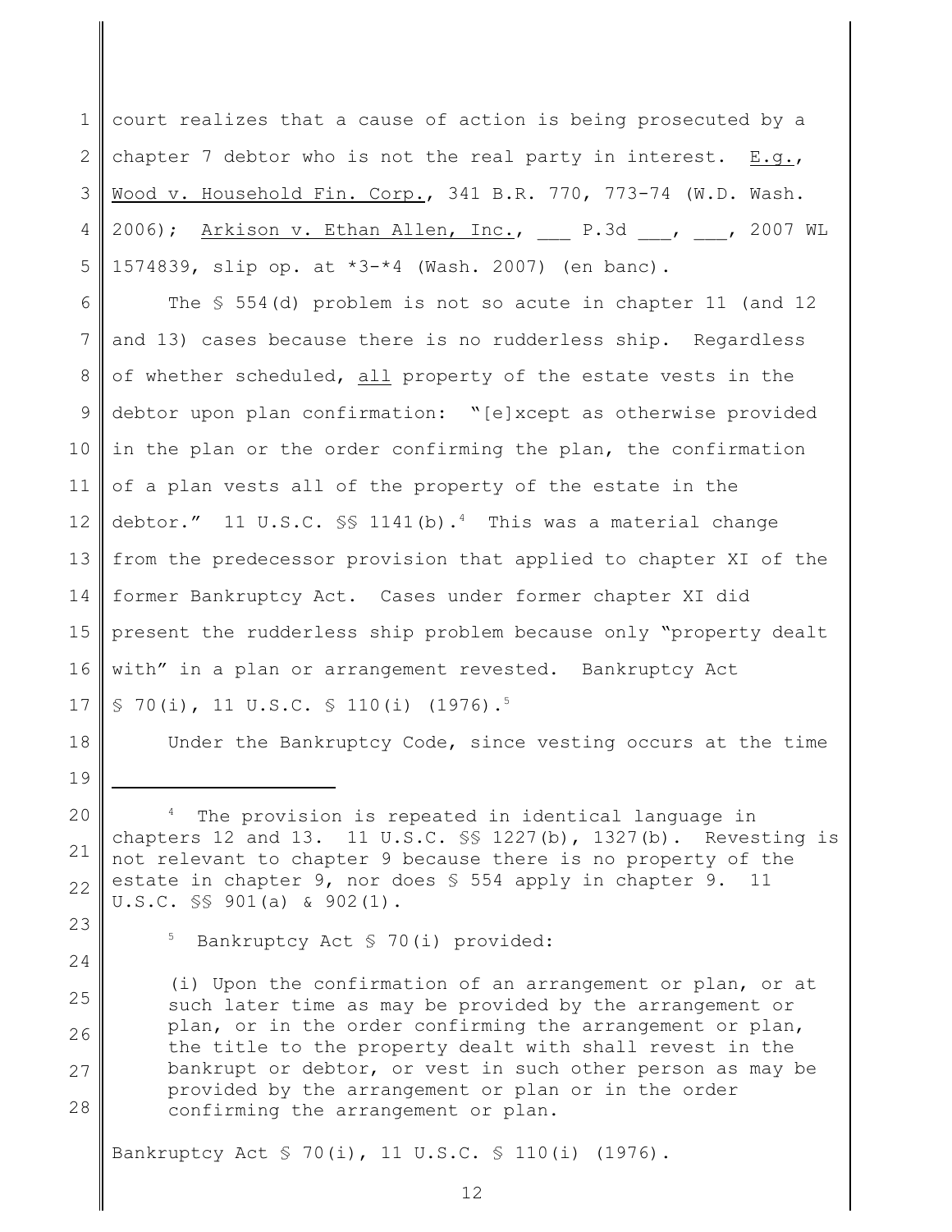court realizes that a cause of action is being prosecuted by a chapter 7 debtor who is not the real party in interest. _E.g._, _Wood v. Household Fin. Corp._, 341 B.R. 770, 773-74 (W.D. Wash. 2006); _Arkison v. Ethan Allen, Inc._, ___ P.3d ___, ___, 2007 WL 1574839, slip op. at *3-*4 (Wash. 2007) (en banc).

The § 554(d) problem is not so acute in chapter 11 (and 12 and 13) cases because there is no rudderless ship. Regardless of whether scheduled, _all_ property of the estate vests in the debtor upon plan confirmation: "[e]xcept as otherwise provided in the plan or the order confirming the plan, the confirmation of a plan vests all of the property of the estate in the debtor." 11 U.S.C. §§ 1141(b).[4] This was a material change from the predecessor provision that applied to chapter XI of the former Bankruptcy Act. Cases under former chapter XI did present the rudderless ship problem because only "property dealt with" in a plan or arrangement revested. Bankruptcy Act § 70(i), 11 U.S.C. § 110(i) (1976).[5]

Under the Bankruptcy Code, since vesting occurs at the time

---

[4] The provision is repeated in identical language in chapters 12 and 13. 11 U.S.C. §§ 1227(b), 1327(b). Revesting is not relevant to chapter 9 because there is no property of the estate in chapter 9, nor does § 554 apply in chapter 9. 11 U.S.C. §§ 901(a) & 902(1).

[5] Bankruptcy Act § 70(i) provided:

> (i) Upon the confirmation of an arrangement or plan, or at such later time as may be provided by the arrangement or plan, or in the order confirming the arrangement or plan, the title to the property dealt with shall revest in the bankrupt or debtor, or vest in such other person as may be provided by the arrangement or plan or in the order confirming the arrangement or plan.

Bankruptcy Act § 70(i), 11 U.S.C. § 110(i) (1976).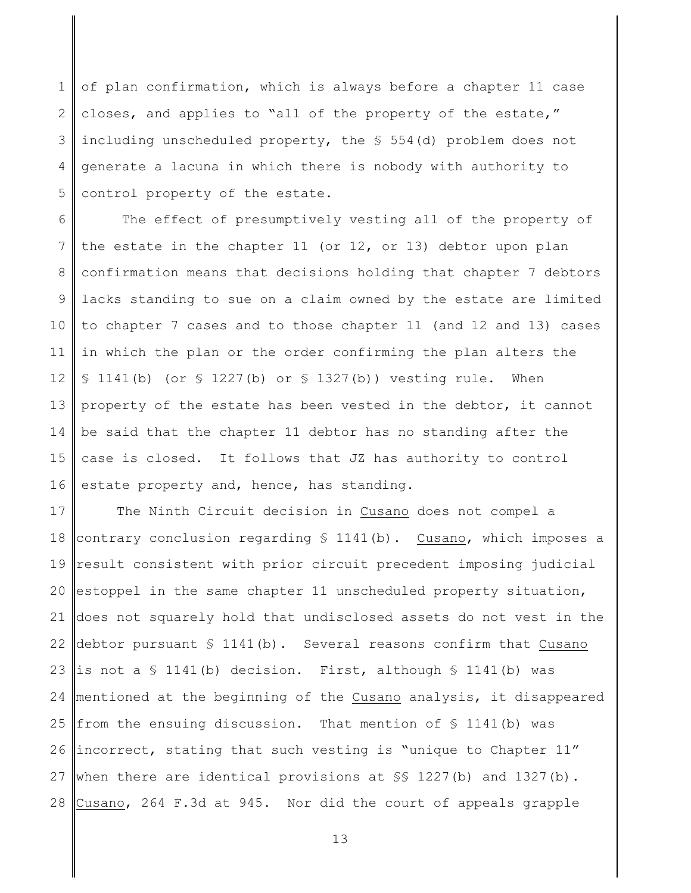of plan confirmation, which is always before a chapter 11 case closes, and applies to "all of the property of the estate," including unscheduled property, the § 554(d) problem does not generate a lacuna in which there is nobody with authority to control property of the estate.

The effect of presumptively vesting all of the property of the estate in the chapter 11 (or 12, or 13) debtor upon plan confirmation means that decisions holding that chapter 7 debtors lacks standing to sue on a claim owned by the estate are limited to chapter 7 cases and to those chapter 11 (and 12 and 13) cases in which the plan or the order confirming the plan alters the § 1141(b) (or § 1227(b) or § 1327(b)) vesting rule. When property of the estate has been vested in the debtor, it cannot be said that the chapter 11 debtor has no standing after the case is closed. It follows that JZ has authority to control estate property and, hence, has standing.

The Ninth Circuit decision in Cusano does not compel a contrary conclusion regarding § 1141(b). Cusano, which imposes a result consistent with prior circuit precedent imposing judicial estoppel in the same chapter 11 unscheduled property situation, does not squarely hold that undisclosed assets do not vest in the debtor pursuant § 1141(b). Several reasons confirm that Cusano is not a § 1141(b) decision. First, although § 1141(b) was mentioned at the beginning of the Cusano analysis, it disappeared from the ensuing discussion. That mention of § 1141(b) was incorrect, stating that such vesting is "unique to Chapter 11" when there are identical provisions at §§ 1227(b) and 1327(b). Cusano, 264 F.3d at 945. Nor did the court of appeals grapple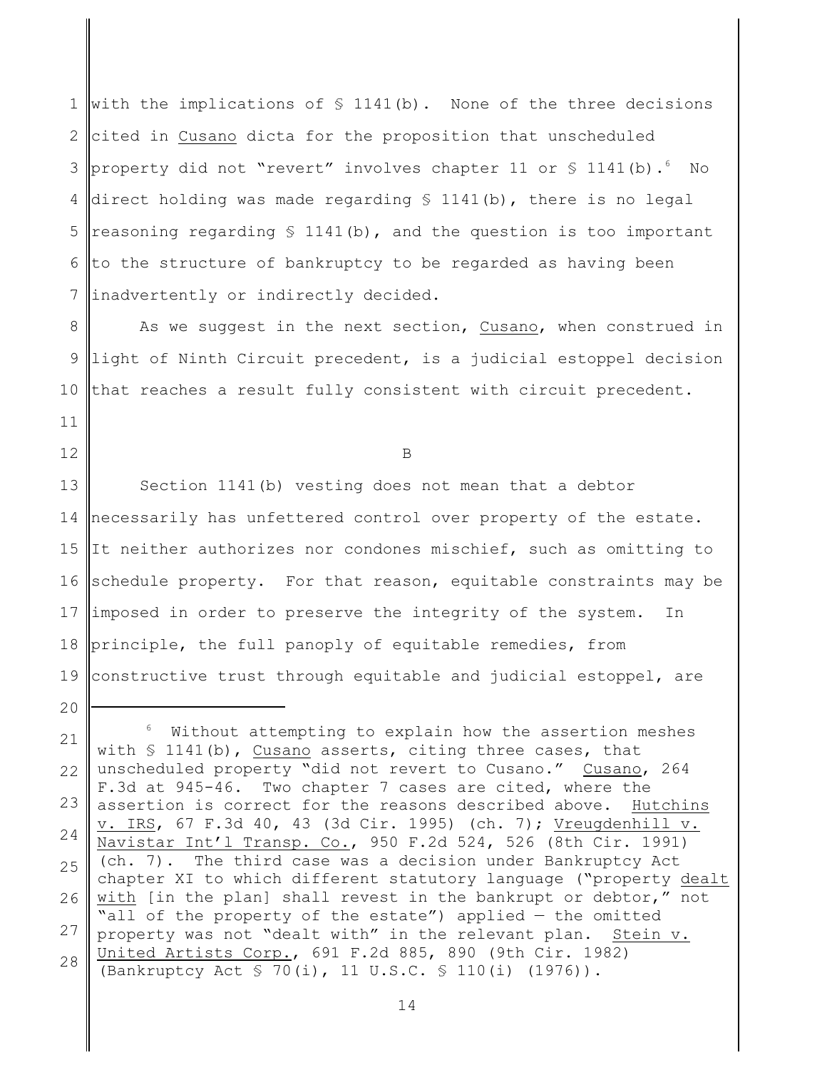with the implications of § 1141(b). None of the three decisions cited in Cusano dicta for the proposition that unscheduled property did not "revert" involves chapter 11 or § 1141(b).[6] No direct holding was made regarding § 1141(b), there is no legal reasoning regarding § 1141(b), and the question is too important to the structure of bankruptcy to be regarded as having been inadvertently or indirectly decided.

As we suggest in the next section, Cusano, when construed in light of Ninth Circuit precedent, is a judicial estoppel decision that reaches a result fully consistent with circuit precedent.

B

Section 1141(b) vesting does not mean that a debtor necessarily has unfettered control over property of the estate. It neither authorizes nor condones mischief, such as omitting to schedule property. For that reason, equitable constraints may be imposed in order to preserve the integrity of the system. In principle, the full panoply of equitable remedies, from constructive trust through equitable and judicial estoppel, are

---

[6] Without attempting to explain how the assertion meshes with § 1141(b), Cusano asserts, citing three cases, that unscheduled property "did not revert to Cusano." Cusano, 264 F.3d at 945-46. Two chapter 7 cases are cited, where the assertion is correct for the reasons described above. Hutchins v. IRS, 67 F.3d 40, 43 (3d Cir. 1995) (ch. 7); Vreugdenhill v. Navistar Int'l Transp. Co., 950 F.2d 524, 526 (8th Cir. 1991) (ch. 7). The third case was a decision under Bankruptcy Act chapter XI to which different statutory language ("property dealt with [in the plan] shall revest in the bankrupt or debtor," not "all of the property of the estate") applied — the omitted property was not "dealt with" in the relevant plan. Stein v. United Artists Corp., 691 F.2d 885, 890 (9th Cir. 1982) (Bankruptcy Act § 70(i), 11 U.S.C. § 110(i) (1976)).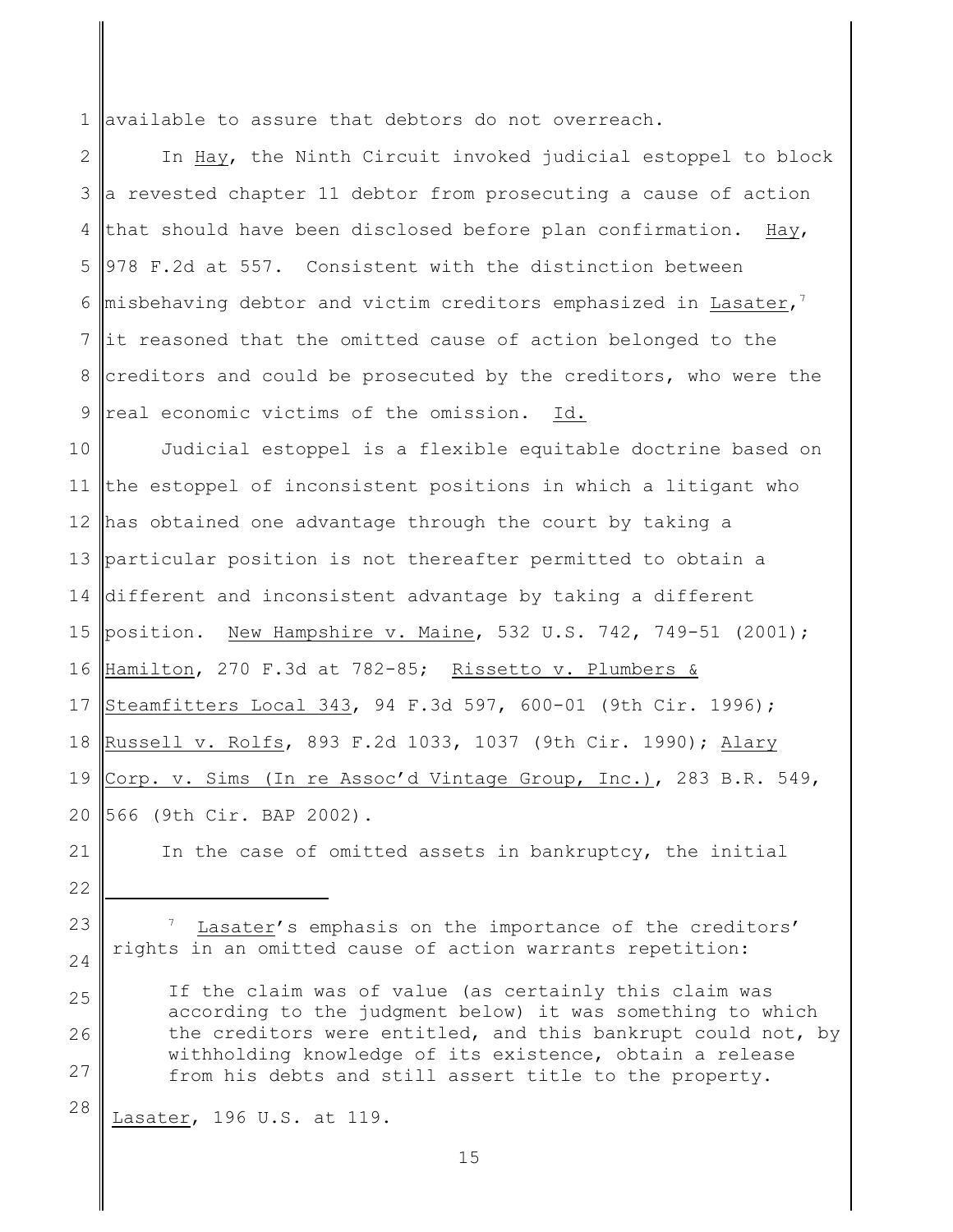available to assure that debtors do not overreach.

In Hay, the Ninth Circuit invoked judicial estoppel to block a revested chapter 11 debtor from prosecuting a cause of action that should have been disclosed before plan confirmation. Hay, 978 F.2d at 557. Consistent with the distinction between misbehaving debtor and victim creditors emphasized in Lasater,[7] it reasoned that the omitted cause of action belonged to the creditors and could be prosecuted by the creditors, who were the real economic victims of the omission. Id.

Judicial estoppel is a flexible equitable doctrine based on the estoppel of inconsistent positions in which a litigant who has obtained one advantage through the court by taking a particular position is not thereafter permitted to obtain a different and inconsistent advantage by taking a different position. New Hampshire v. Maine, 532 U.S. 742, 749-51 (2001); Hamilton, 270 F.3d at 782-85; Rissetto v. Plumbers & Steamfitters Local 343, 94 F.3d 597, 600-01 (9th Cir. 1996); Russell v. Rolfs, 893 F.2d 1033, 1037 (9th Cir. 1990); Alary Corp. v. Sims (In re Assoc'd Vintage Group, Inc.), 283 B.R. 549, 566 (9th Cir. BAP 2002).

In the case of omitted assets in bankruptcy, the initial

---

[7] Lasater's emphasis on the importance of the creditors' rights in an omitted cause of action warrants repetition:

> If the claim was of value (as certainly this claim was according to the judgment below) it was something to which the creditors were entitled, and this bankrupt could not, by withholding knowledge of its existence, obtain a release from his debts and still assert title to the property.

Lasater, 196 U.S. at 119.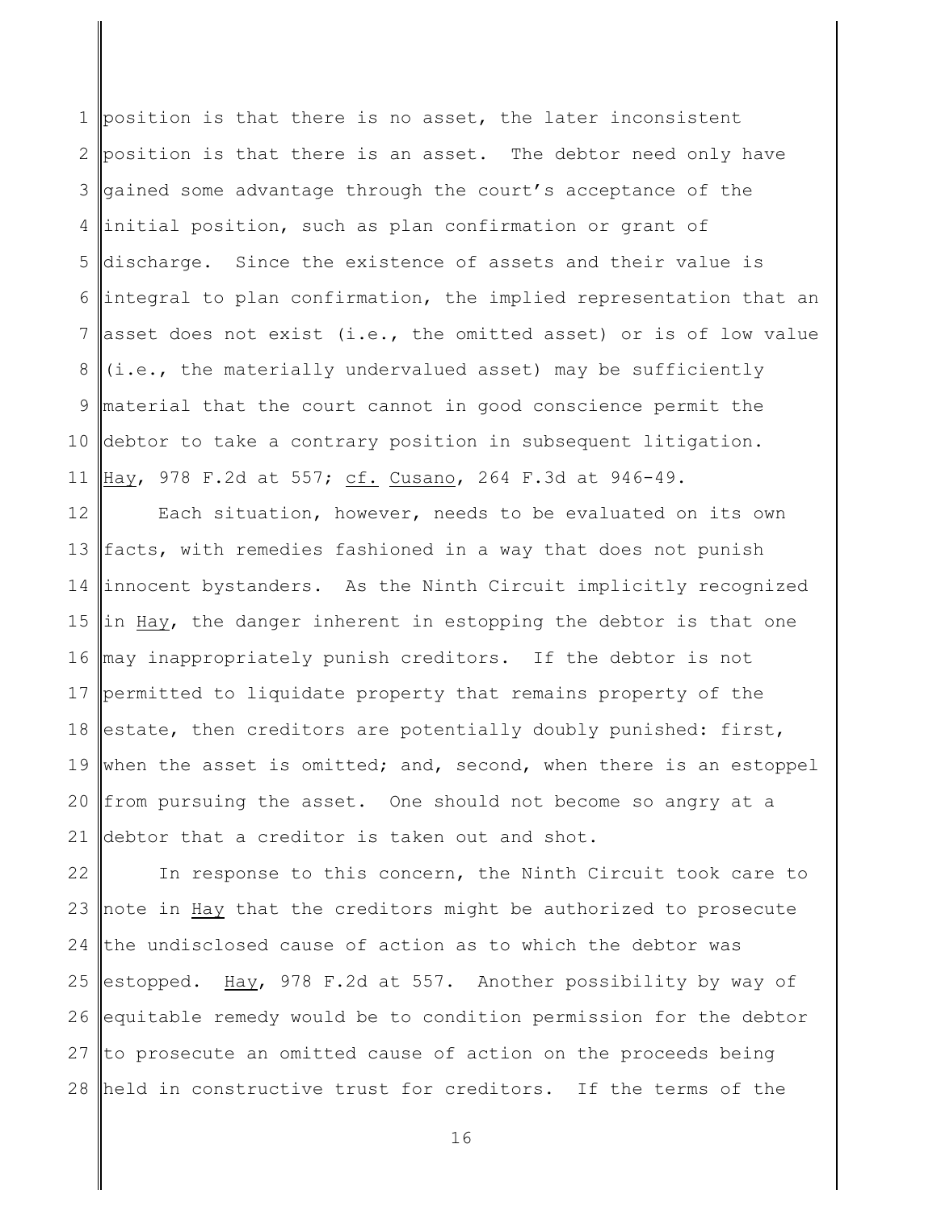position is that there is no asset, the later inconsistent position is that there is an asset. The debtor need only have gained some advantage through the court's acceptance of the initial position, such as plan confirmation or grant of discharge. Since the existence of assets and their value is integral to plan confirmation, the implied representation that an asset does not exist (i.e., the omitted asset) or is of low value (i.e., the materially undervalued asset) may be sufficiently material that the court cannot in good conscience permit the debtor to take a contrary position in subsequent litigation. Hay, 978 F.2d at 557; cf. Cusano, 264 F.3d at 946-49.

Each situation, however, needs to be evaluated on its own facts, with remedies fashioned in a way that does not punish innocent bystanders. As the Ninth Circuit implicitly recognized in Hay, the danger inherent in estopping the debtor is that one may inappropriately punish creditors. If the debtor is not permitted to liquidate property that remains property of the estate, then creditors are potentially doubly punished: first, when the asset is omitted; and, second, when there is an estoppel from pursuing the asset. One should not become so angry at a debtor that a creditor is taken out and shot.

In response to this concern, the Ninth Circuit took care to note in Hay that the creditors might be authorized to prosecute the undisclosed cause of action as to which the debtor was estopped. Hay, 978 F.2d at 557. Another possibility by way of equitable remedy would be to condition permission for the debtor to prosecute an omitted cause of action on the proceeds being held in constructive trust for creditors. If the terms of the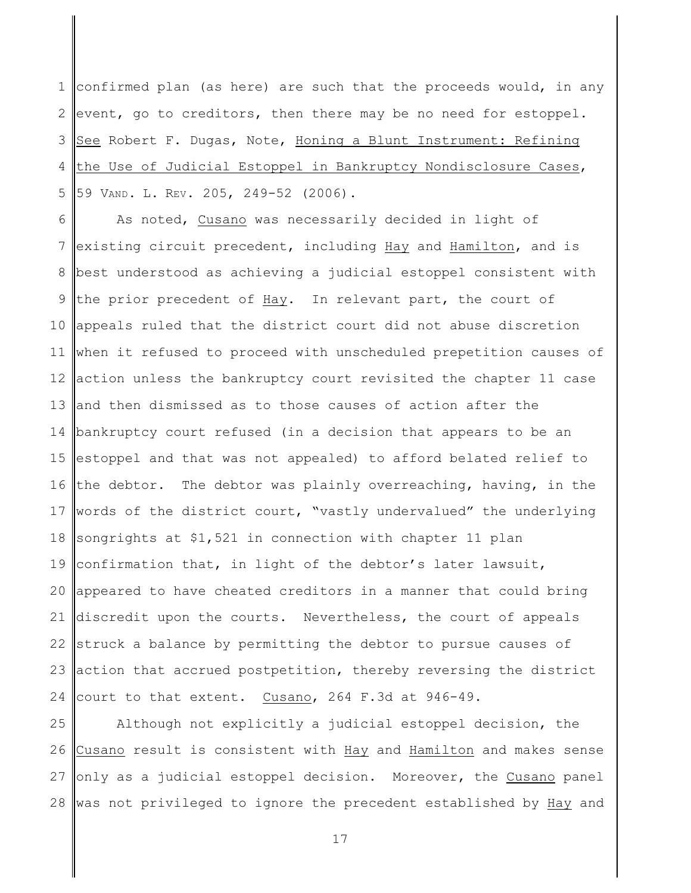confirmed plan (as here) are such that the proceeds would, in any event, go to creditors, then there may be no need for estoppel. _See_ Robert F. Dugas, Note, _Honing a Blunt Instrument: Refining the Use of Judicial Estoppel in Bankruptcy Nondisclosure Cases_, 59 VAND. L. REV. 205, 249-52 (2006).

As noted, _Cusano_ was necessarily decided in light of existing circuit precedent, including _Hay_ and _Hamilton_, and is best understood as achieving a judicial estoppel consistent with the prior precedent of _Hay_. In relevant part, the court of appeals ruled that the district court did not abuse discretion when it refused to proceed with unscheduled prepetition causes of action unless the bankruptcy court revisited the chapter 11 case and then dismissed as to those causes of action after the bankruptcy court refused (in a decision that appears to be an estoppel and that was not appealed) to afford belated relief to the debtor. The debtor was plainly overreaching, having, in the words of the district court, "vastly undervalued" the underlying songrights at $1,521 in connection with chapter 11 plan confirmation that, in light of the debtor's later lawsuit, appeared to have cheated creditors in a manner that could bring discredit upon the courts. Nevertheless, the court of appeals struck a balance by permitting the debtor to pursue causes of action that accrued postpetition, thereby reversing the district court to that extent. _Cusano_, 264 F.3d at 946-49.

Although not explicitly a judicial estoppel decision, the _Cusano_ result is consistent with _Hay_ and _Hamilton_ and makes sense only as a judicial estoppel decision. Moreover, the _Cusano_ panel was not privileged to ignore the precedent established by _Hay_ and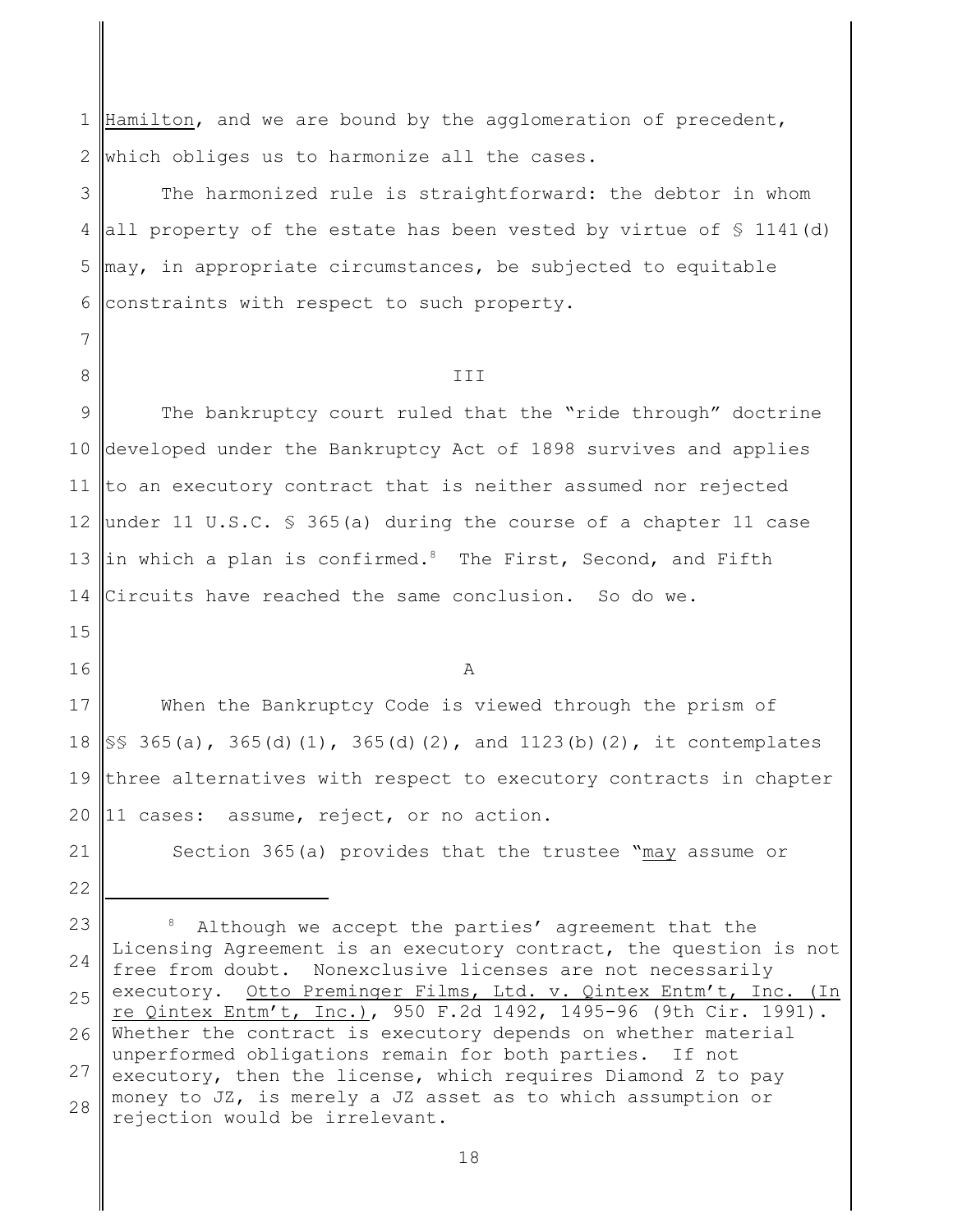Hamilton, and we are bound by the agglomeration of precedent, which obliges us to harmonize all the cases.

The harmonized rule is straightforward: the debtor in whom all property of the estate has been vested by virtue of § 1141(d) may, in appropriate circumstances, be subjected to equitable constraints with respect to such property.

## III

The bankruptcy court ruled that the "ride through" doctrine developed under the Bankruptcy Act of 1898 survives and applies to an executory contract that is neither assumed nor rejected under 11 U.S.C. § 365(a) during the course of a chapter 11 case in which a plan is confirmed.[8] The First, Second, and Fifth Circuits have reached the same conclusion. So do we.

### A

When the Bankruptcy Code is viewed through the prism of §§ 365(a), 365(d)(1), 365(d)(2), and 1123(b)(2), it contemplates three alternatives with respect to executory contracts in chapter 11 cases: assume, reject, or no action.

Section 365(a) provides that the trustee "_may_ assume or

---

[8] Although we accept the parties' agreement that the Licensing Agreement is an executory contract, the question is not free from doubt. Nonexclusive licenses are not necessarily executory. _Otto Preminger Films, Ltd. v. Qintex Entm't, Inc. (In re Qintex Entm't, Inc.)_, 950 F.2d 1492, 1495-96 (9th Cir. 1991). Whether the contract is executory depends on whether material unperformed obligations remain for both parties. If not executory, then the license, which requires Diamond Z to pay money to JZ, is merely a JZ asset as to which assumption or rejection would be irrelevant.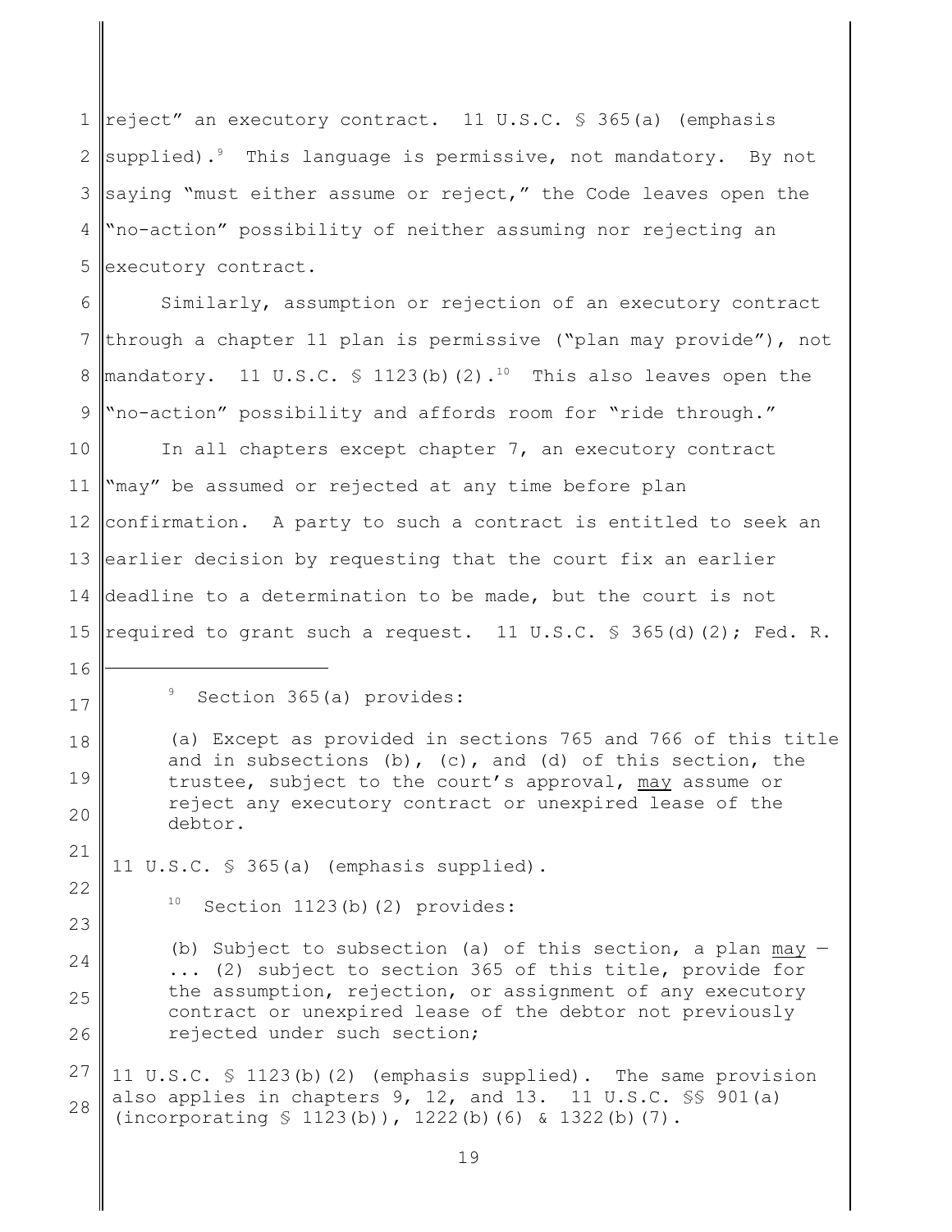reject" an executory contract. 11 U.S.C. § 365(a) (emphasis supplied).[9] This language is permissive, not mandatory. By not saying "must either assume or reject," the Code leaves open the "no-action" possibility of neither assuming nor rejecting an executory contract.

Similarly, assumption or rejection of an executory contract through a chapter 11 plan is permissive ("plan may provide"), not mandatory. 11 U.S.C. § 1123(b)(2).[10] This also leaves open the "no-action" possibility and affords room for "ride through."

In all chapters except chapter 7, an executory contract "may" be assumed or rejected at any time before plan confirmation. A party to such a contract is entitled to seek an earlier decision by requesting that the court fix an earlier deadline to a determination to be made, but the court is not required to grant such a request. 11 U.S.C. § 365(d)(2); Fed. R.

---

[9] Section 365(a) provides:

> (a) Except as provided in sections 765 and 766 of this title and in subsections (b), (c), and (d) of this section, the trustee, subject to the court's approval, <u>may</u> assume or reject any executory contract or unexpired lease of the debtor.

11 U.S.C. § 365(a) (emphasis supplied).

[10] Section 1123(b)(2) provides:

> (b) Subject to subsection (a) of this section, a plan <u>may</u> — ... (2) subject to section 365 of this title, provide for the assumption, rejection, or assignment of any executory contract or unexpired lease of the debtor not previously rejected under such section;

11 U.S.C. § 1123(b)(2) (emphasis supplied). The same provision also applies in chapters 9, 12, and 13. 11 U.S.C. §§ 901(a) (incorporating § 1123(b)), 1222(b)(6) & 1322(b)(7).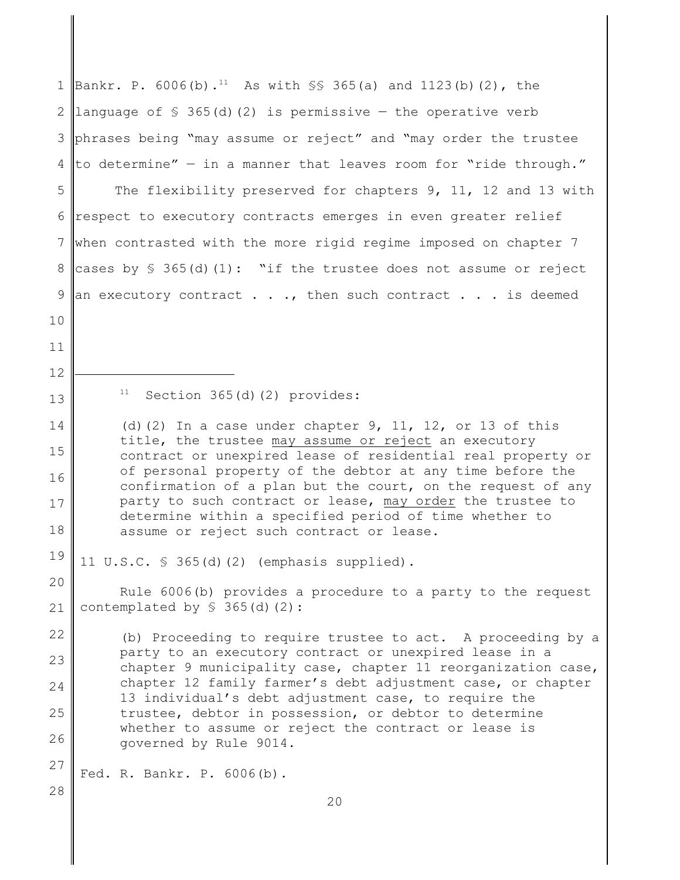Bankr. P. 6006(b).[11] As with §§ 365(a) and 1123(b)(2), the language of § 365(d)(2) is permissive — the operative verb phrases being "may assume or reject" and "may order the trustee to determine" — in a manner that leaves room for "ride through."

The flexibility preserved for chapters 9, 11, 12 and 13 with respect to executory contracts emerges in even greater relief when contrasted with the more rigid regime imposed on chapter 7 cases by § 365(d)(1): "if the trustee does not assume or reject an executory contract . . ., then such contract . . . is deemed

---

[11] Section 365(d)(2) provides:

> (d)(2) In a case under chapter 9, 11, 12, or 13 of this title, the trustee <u>may assume or reject</u> an executory contract or unexpired lease of residential real property or of personal property of the debtor at any time before the confirmation of a plan but the court, on the request of any party to such contract or lease, <u>may order</u> the trustee to determine within a specified period of time whether to assume or reject such contract or lease.

11 U.S.C. § 365(d)(2) (emphasis supplied).

Rule 6006(b) provides a procedure to a party to the request contemplated by § 365(d)(2):

> (b) Proceeding to require trustee to act. A proceeding by a party to an executory contract or unexpired lease in a chapter 9 municipality case, chapter 11 reorganization case, chapter 12 family farmer's debt adjustment case, or chapter 13 individual's debt adjustment case, to require the trustee, debtor in possession, or debtor to determine whether to assume or reject the contract or lease is governed by Rule 9014.

Fed. R. Bankr. P. 6006(b).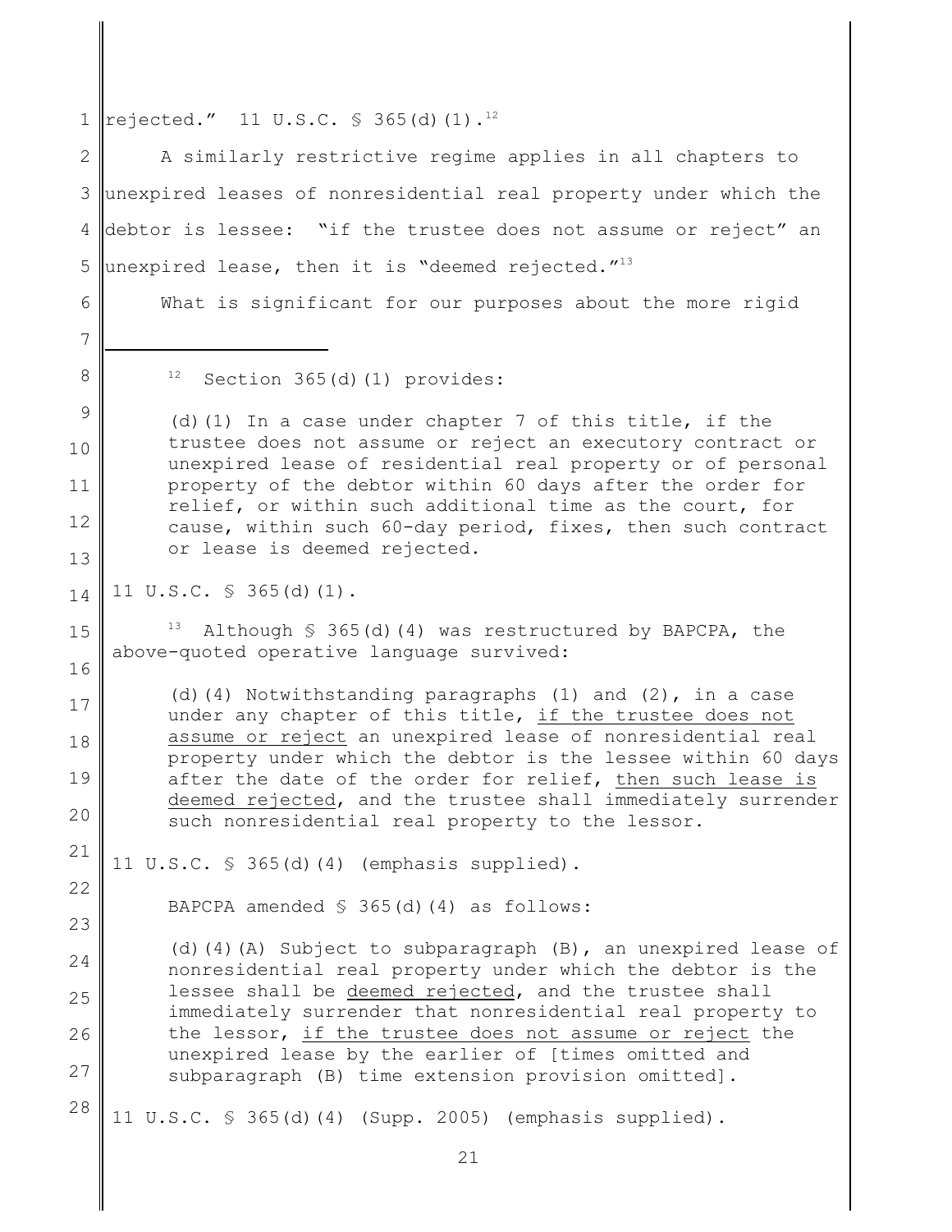rejected." 11 U.S.C. § 365(d)(1).[12]

A similarly restrictive regime applies in all chapters to unexpired leases of nonresidential real property under which the debtor is lessee: "if the trustee does not assume or reject" an unexpired lease, then it is "deemed rejected."[13]

What is significant for our purposes about the more rigid

---

[12] Section 365(d)(1) provides:

> (d)(1) In a case under chapter 7 of this title, if the trustee does not assume or reject an executory contract or unexpired lease of residential real property or of personal property of the debtor within 60 days after the order for relief, or within such additional time as the court, for cause, within such 60-day period, fixes, then such contract or lease is deemed rejected.

11 U.S.C. § 365(d)(1).

[13] Although § 365(d)(4) was restructured by BAPCPA, the above-quoted operative language survived:

> (d)(4) Notwithstanding paragraphs (1) and (2), in a case under any chapter of this title, <u>if the trustee does not assume or reject</u> an unexpired lease of nonresidential real property under which the debtor is the lessee within 60 days after the date of the order for relief, <u>then such lease is deemed rejected</u>, and the trustee shall immediately surrender such nonresidential real property to the lessor.

11 U.S.C. § 365(d)(4) (emphasis supplied).

BAPCPA amended § 365(d)(4) as follows:

> (d)(4)(A) Subject to subparagraph (B), an unexpired lease of nonresidential real property under which the debtor is the lessee shall be <u>deemed rejected</u>, and the trustee shall immediately surrender that nonresidential real property to the lessor, <u>if the trustee does not assume or reject</u> the unexpired lease by the earlier of [times omitted and subparagraph (B) time extension provision omitted].

11 U.S.C. § 365(d)(4) (Supp. 2005) (emphasis supplied).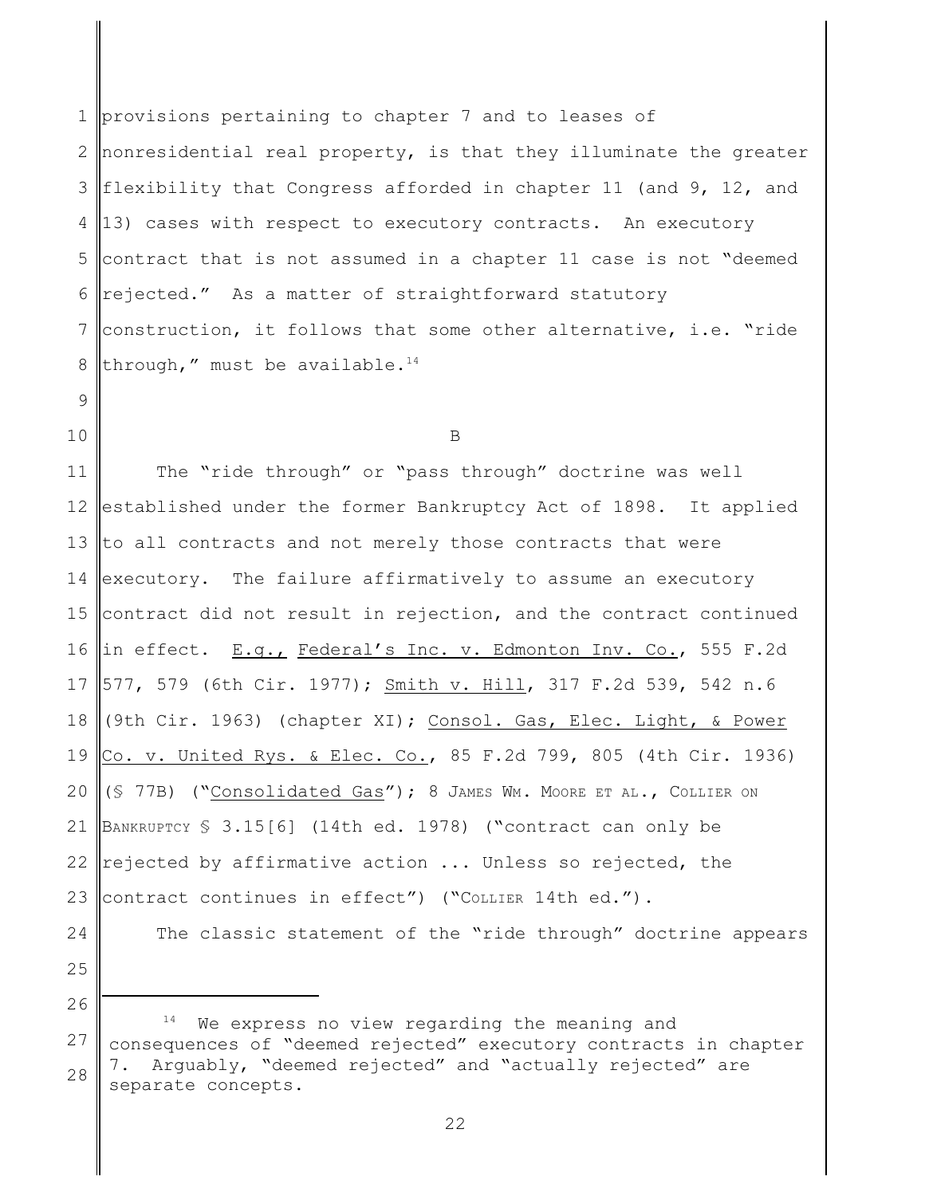provisions pertaining to chapter 7 and to leases of nonresidential real property, is that they illuminate the greater flexibility that Congress afforded in chapter 11 (and 9, 12, and 13) cases with respect to executory contracts. An executory contract that is not assumed in a chapter 11 case is not "deemed rejected." As a matter of straightforward statutory construction, it follows that some other alternative, i.e. "ride through," must be available.[14]

B

The "ride through" or "pass through" doctrine was well established under the former Bankruptcy Act of 1898. It applied to all contracts and not merely those contracts that were executory. The failure affirmatively to assume an executory contract did not result in rejection, and the contract continued in effect. E.g., Federal's Inc. v. Edmonton Inv. Co., 555 F.2d 577, 579 (6th Cir. 1977); Smith v. Hill, 317 F.2d 539, 542 n.6 (9th Cir. 1963) (chapter XI); Consol. Gas, Elec. Light, & Power Co. v. United Rys. & Elec. Co., 85 F.2d 799, 805 (4th Cir. 1936) (§ 77B) ("Consolidated Gas"); 8 JAMES WM. MOORE ET AL., COLLIER ON BANKRUPTCY § 3.15[6] (14th ed. 1978) ("contract can only be rejected by affirmative action ... Unless so rejected, the contract continues in effect") ("COLLIER 14th ed.").

The classic statement of the "ride through" doctrine appears

[14] We express no view regarding the meaning and consequences of "deemed rejected" executory contracts in chapter 7. Arguably, "deemed rejected" and "actually rejected" are separate concepts.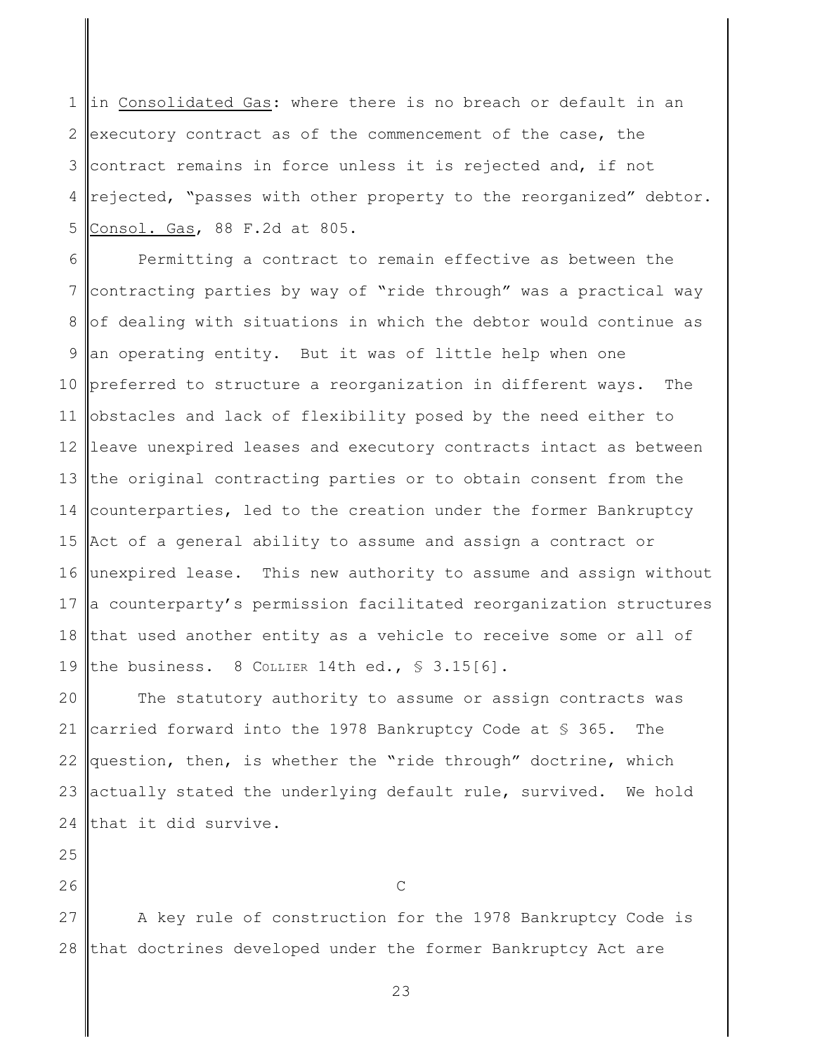in Consolidated Gas: where there is no breach or default in an executory contract as of the commencement of the case, the contract remains in force unless it is rejected and, if not rejected, "passes with other property to the reorganized" debtor. Consol. Gas, 88 F.2d at 805.

Permitting a contract to remain effective as between the contracting parties by way of "ride through" was a practical way of dealing with situations in which the debtor would continue as an operating entity. But it was of little help when one preferred to structure a reorganization in different ways. The obstacles and lack of flexibility posed by the need either to leave unexpired leases and executory contracts intact as between the original contracting parties or to obtain consent from the counterparties, led to the creation under the former Bankruptcy Act of a general ability to assume and assign a contract or unexpired lease. This new authority to assume and assign without a counterparty's permission facilitated reorganization structures that used another entity as a vehicle to receive some or all of the business. 8 COLLIER 14th ed., § 3.15[6].

The statutory authority to assume or assign contracts was carried forward into the 1978 Bankruptcy Code at § 365. The question, then, is whether the "ride through" doctrine, which actually stated the underlying default rule, survived. We hold that it did survive.

### C

A key rule of construction for the 1978 Bankruptcy Code is that doctrines developed under the former Bankruptcy Act are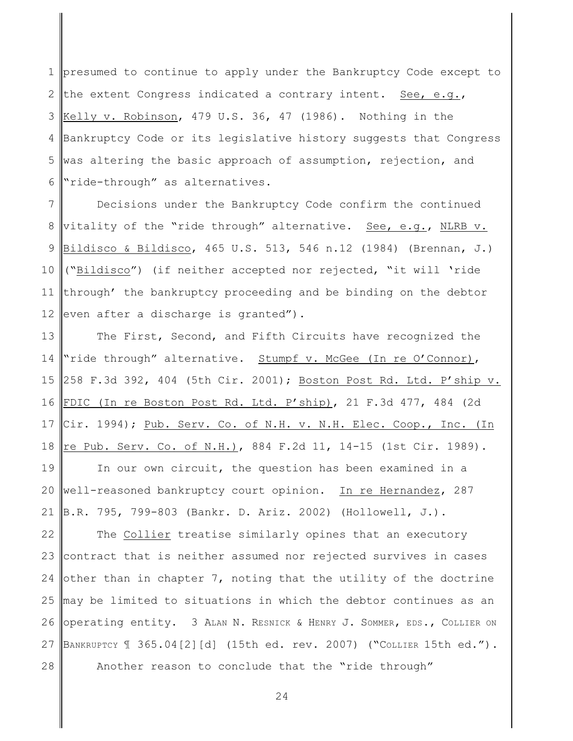presumed to continue to apply under the Bankruptcy Code except to the extent Congress indicated a contrary intent. See, e.g., Kelly v. Robinson, 479 U.S. 36, 47 (1986). Nothing in the Bankruptcy Code or its legislative history suggests that Congress was altering the basic approach of assumption, rejection, and "ride-through" as alternatives.

Decisions under the Bankruptcy Code confirm the continued vitality of the "ride through" alternative. See, e.g., NLRB v. Bildisco & Bildisco, 465 U.S. 513, 546 n.12 (1984) (Brennan, J.) ("Bildisco") (if neither accepted nor rejected, "it will 'ride through' the bankruptcy proceeding and be binding on the debtor even after a discharge is granted").

The First, Second, and Fifth Circuits have recognized the "ride through" alternative. Stumpf v. McGee (In re O'Connor), 258 F.3d 392, 404 (5th Cir. 2001); Boston Post Rd. Ltd. P'ship v. FDIC (In re Boston Post Rd. Ltd. P'ship), 21 F.3d 477, 484 (2d Cir. 1994); Pub. Serv. Co. of N.H. v. N.H. Elec. Coop., Inc. (In re Pub. Serv. Co. of N.H.), 884 F.2d 11, 14-15 (1st Cir. 1989).

In our own circuit, the question has been examined in a well-reasoned bankruptcy court opinion. In re Hernandez, 287 B.R. 795, 799-803 (Bankr. D. Ariz. 2002) (Hollowell, J.).

The Collier treatise similarly opines that an executory contract that is neither assumed nor rejected survives in cases other than in chapter 7, noting that the utility of the doctrine may be limited to situations in which the debtor continues as an operating entity. 3 ALAN N. RESNICK & HENRY J. SOMMER, EDS., COLLIER ON BANKRUPTCY ¶ 365.04[2][d] (15th ed. rev. 2007) ("COLLIER 15th ed.").

Another reason to conclude that the "ride through"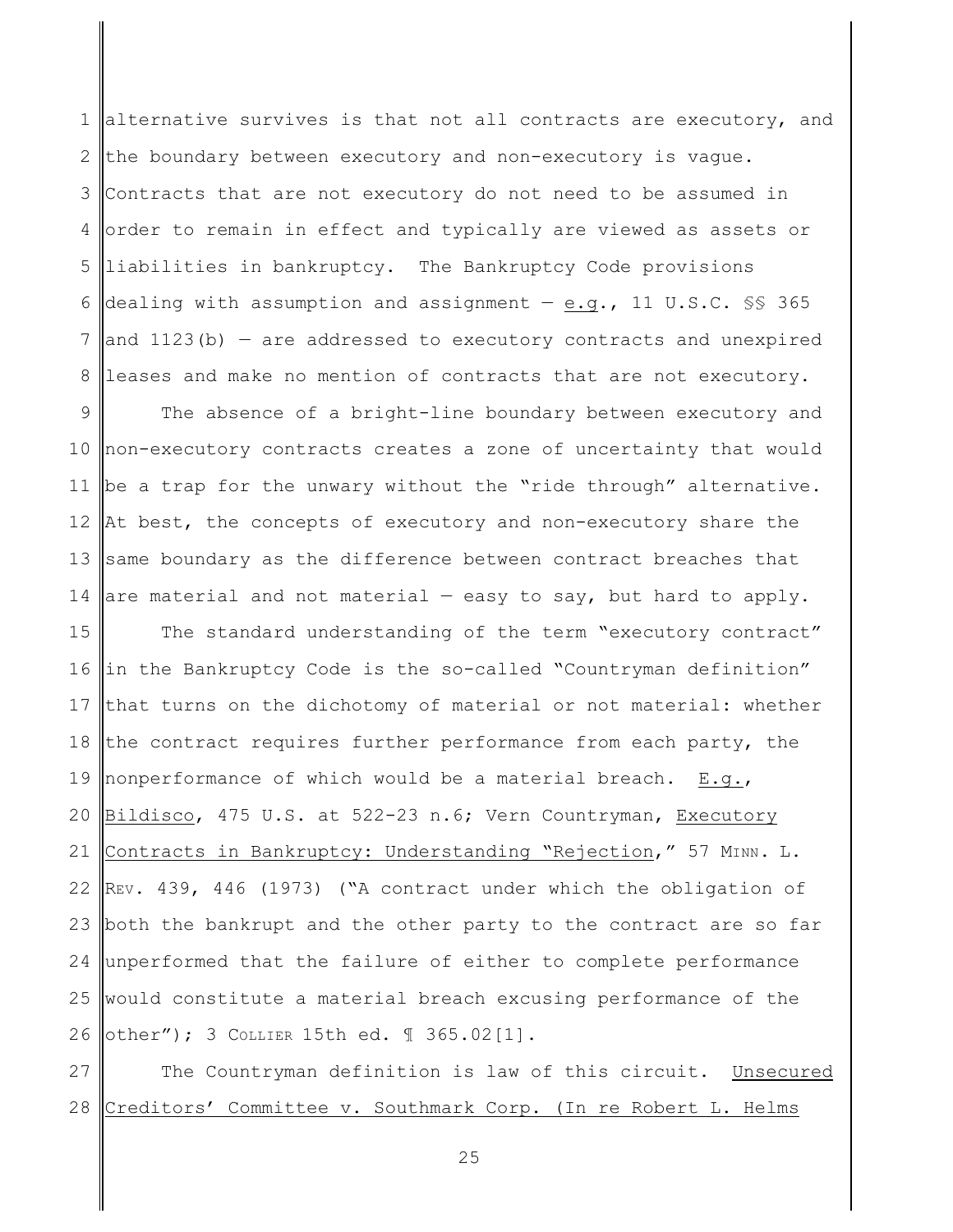alternative survives is that not all contracts are executory, and the boundary between executory and non-executory is vague. Contracts that are not executory do not need to be assumed in order to remain in effect and typically are viewed as assets or liabilities in bankruptcy. The Bankruptcy Code provisions dealing with assumption and assignment — e.g., 11 U.S.C. §§ 365 and 1123(b) — are addressed to executory contracts and unexpired leases and make no mention of contracts that are not executory.

The absence of a bright-line boundary between executory and non-executory contracts creates a zone of uncertainty that would be a trap for the unwary without the "ride through" alternative. At best, the concepts of executory and non-executory share the same boundary as the difference between contract breaches that are material and not material — easy to say, but hard to apply.

The standard understanding of the term "executory contract" in the Bankruptcy Code is the so-called "Countryman definition" that turns on the dichotomy of material or not material: whether the contract requires further performance from each party, the nonperformance of which would be a material breach. E.g., Bildisco, 475 U.S. at 522-23 n.6; Vern Countryman, Executory Contracts in Bankruptcy: Understanding "Rejection," 57 MINN. L. REV. 439, 446 (1973) ("A contract under which the obligation of both the bankrupt and the other party to the contract are so far unperformed that the failure of either to complete performance would constitute a material breach excusing performance of the other"); 3 COLLIER 15th ed. ¶ 365.02[1].

The Countryman definition is law of this circuit. Unsecured Creditors' Committee v. Southmark Corp. (In re Robert L. Helms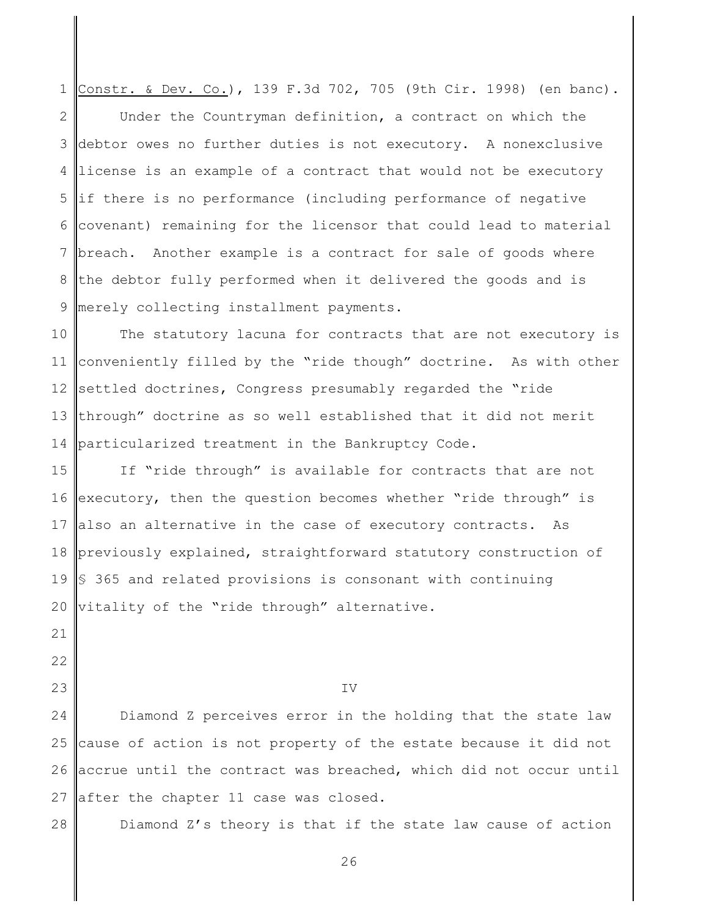Constr. & Dev. Co.), 139 F.3d 702, 705 (9th Cir. 1998) (en banc).

Under the Countryman definition, a contract on which the debtor owes no further duties is not executory. A nonexclusive license is an example of a contract that would not be executory if there is no performance (including performance of negative covenant) remaining for the licensor that could lead to material breach. Another example is a contract for sale of goods where the debtor fully performed when it delivered the goods and is merely collecting installment payments.

The statutory lacuna for contracts that are not executory is conveniently filled by the "ride though" doctrine. As with other settled doctrines, Congress presumably regarded the "ride through" doctrine as so well established that it did not merit particularized treatment in the Bankruptcy Code.

If "ride through" is available for contracts that are not executory, then the question becomes whether "ride through" is also an alternative in the case of executory contracts. As previously explained, straightforward statutory construction of § 365 and related provisions is consonant with continuing vitality of the "ride through" alternative.

## IV

Diamond Z perceives error in the holding that the state law cause of action is not property of the estate because it did not accrue until the contract was breached, which did not occur until after the chapter 11 case was closed.

Diamond Z's theory is that if the state law cause of action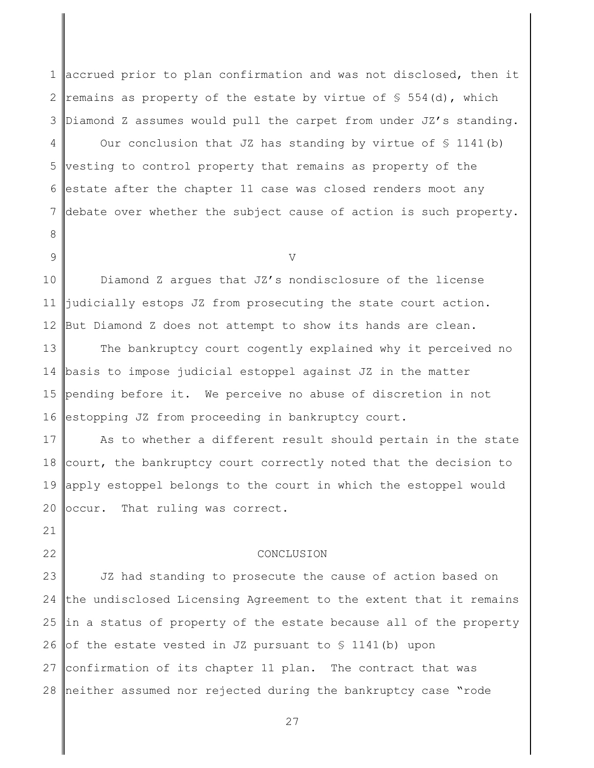accrued prior to plan confirmation and was not disclosed, then it remains as property of the estate by virtue of § 554(d), which Diamond Z assumes would pull the carpet from under JZ's standing.

Our conclusion that JZ has standing by virtue of § 1141(b) vesting to control property that remains as property of the estate after the chapter 11 case was closed renders moot any debate over whether the subject cause of action is such property.

## V

Diamond Z argues that JZ's nondisclosure of the license judicially estops JZ from prosecuting the state court action. But Diamond Z does not attempt to show its hands are clean.

The bankruptcy court cogently explained why it perceived no basis to impose judicial estoppel against JZ in the matter pending before it. We perceive no abuse of discretion in not estopping JZ from proceeding in bankruptcy court.

As to whether a different result should pertain in the state court, the bankruptcy court correctly noted that the decision to apply estoppel belongs to the court in which the estoppel would occur. That ruling was correct.

## CONCLUSION

JZ had standing to prosecute the cause of action based on the undisclosed Licensing Agreement to the extent that it remains in a status of property of the estate because all of the property of the estate vested in JZ pursuant to § 1141(b) upon confirmation of its chapter 11 plan. The contract that was neither assumed nor rejected during the bankruptcy case "rode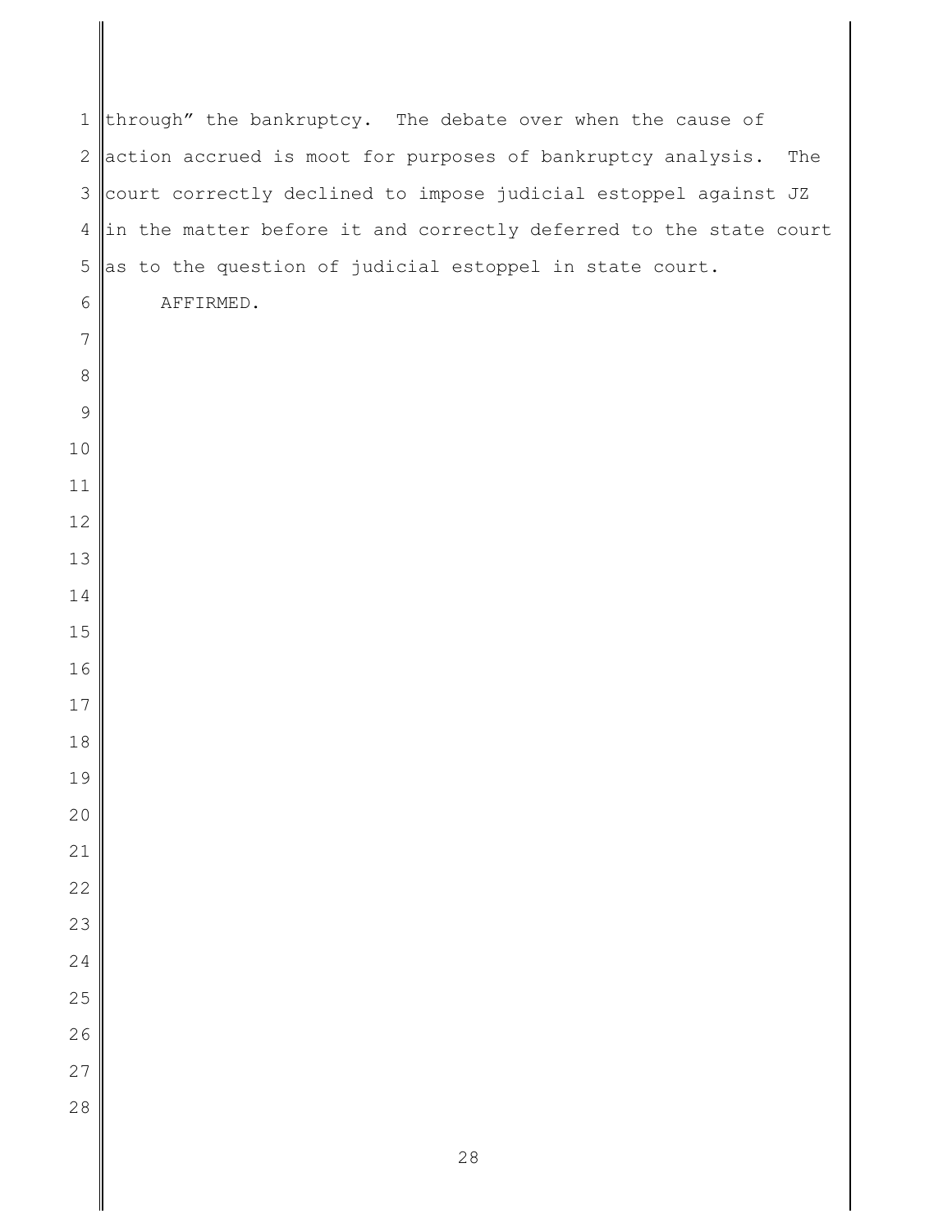through" the bankruptcy. The debate over when the cause of action accrued is moot for purposes of bankruptcy analysis. The court correctly declined to impose judicial estoppel against JZ in the matter before it and correctly deferred to the state court as to the question of judicial estoppel in state court.

AFFIRMED.